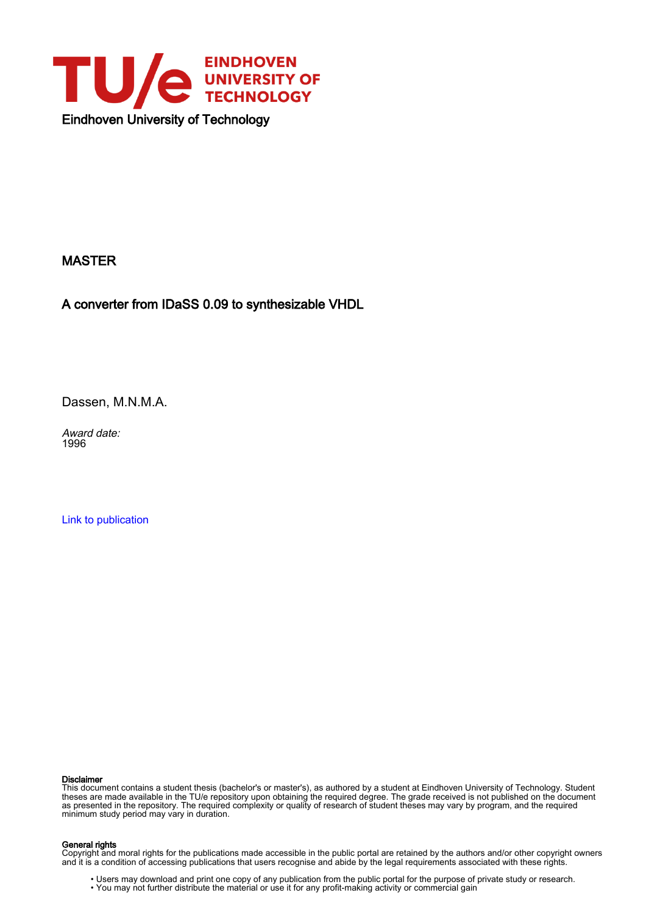EINDHOVEN UNIVERSITY OF TECHNOLOGY

Eindhoven University of Technology

MASTER

# A converter from IDaSS 0.09 to synthesizable VHDL

Dassen, M.N.M.A.

*Award date:*
1996

Link to publication

**Disclaimer**
This document contains a student thesis (bachelor's or master's), as authored by a student at Eindhoven University of Technology. Student theses are made available in the TU/e repository upon obtaining the required degree. The grade received is not published on the document as presented in the repository. The required complexity or quality of research of student theses may vary by program, and the required minimum study period may vary in duration.

**General rights**
Copyright and moral rights for the publications made accessible in the public portal are retained by the authors and/or other copyright owners and it is a condition of accessing publications that users recognise and abide by the legal requirements associated with these rights.

- Users may download and print one copy of any publication from the public portal for the purpose of private study or research.
- You may not further distribute the material or use it for any profit-making activity or commercial gain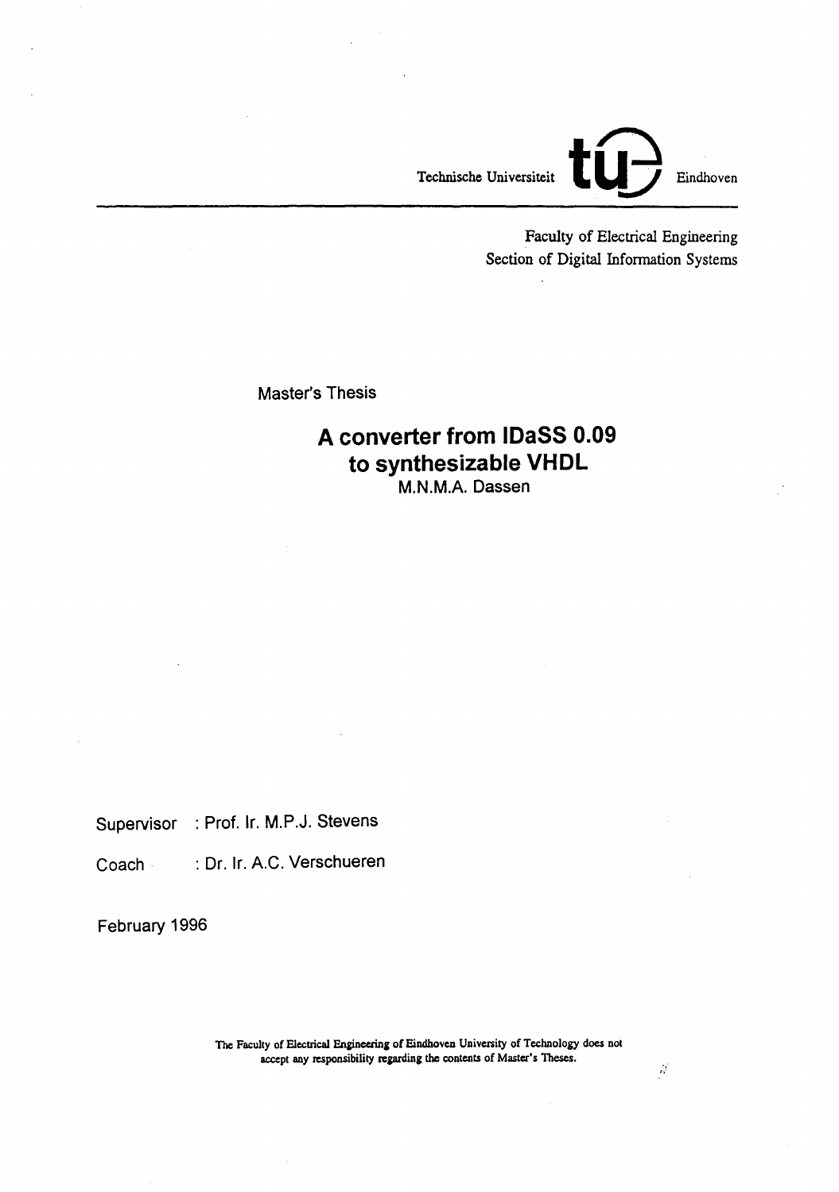Technische Universiteit Eindhoven

Faculty of Electrical Engineering
Section of Digital Information Systems

Master's Thesis

# A converter from IDaSS 0.09 to synthesizable VHDL

M.N.M.A. Dassen

Supervisor : Prof. Ir. M.P.J. Stevens

Coach : Dr. Ir. A.C. Verschueren

February 1996

The Faculty of Electrical Engineering of Eindhoven University of Technology does not accept any responsibility regarding the contents of Master's Theses.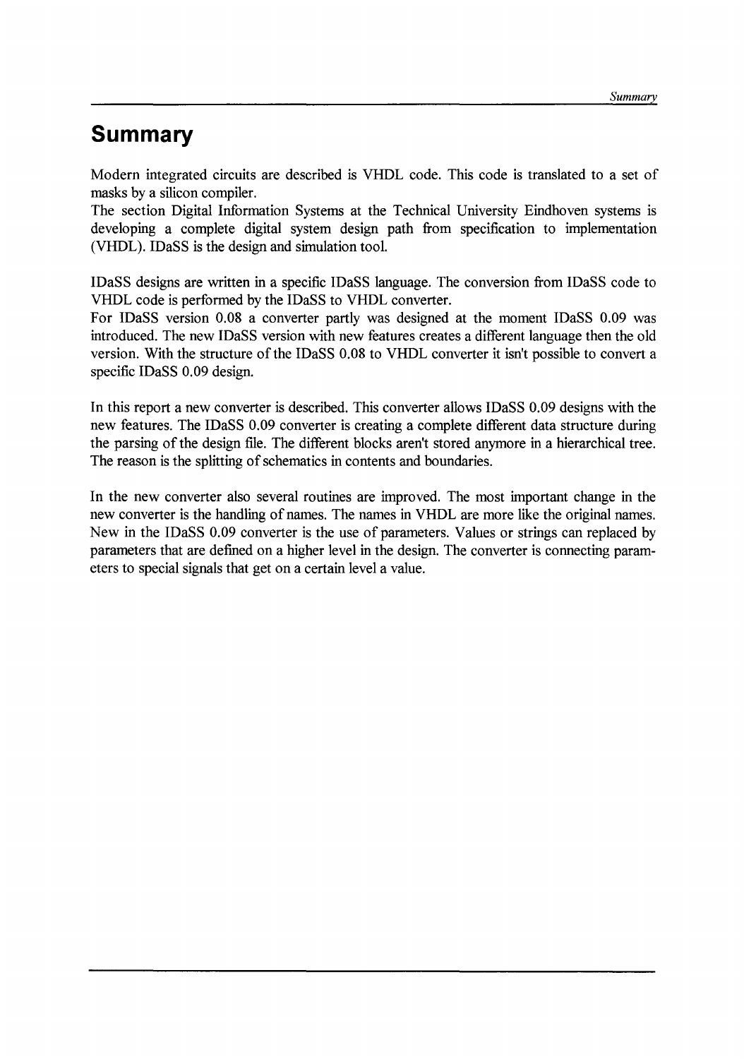# Summary

Modern integrated circuits are described is VHDL code. This code is translated to a set of masks by a silicon compiler.
The section Digital Information Systems at the Technical University Eindhoven systems is developing a complete digital system design path from specification to implementation (VHDL). IDaSS is the design and simulation tool.

IDaSS designs are written in a specific IDaSS language. The conversion from IDaSS code to VHDL code is performed by the IDaSS to VHDL converter.
For IDaSS version 0.08 a converter partly was designed at the moment IDaSS 0.09 was introduced. The new IDaSS version with new features creates a different language then the old version. With the structure of the IDaSS 0.08 to VHDL converter it isn't possible to convert a specific IDaSS 0.09 design.

In this report a new converter is described. This converter allows IDaSS 0.09 designs with the new features. The IDaSS 0.09 converter is creating a complete different data structure during the parsing of the design file. The different blocks aren't stored anymore in a hierarchical tree. The reason is the splitting of schematics in contents and boundaries.

In the new converter also several routines are improved. The most important change in the new converter is the handling of names. The names in VHDL are more like the original names. New in the IDaSS 0.09 converter is the use of parameters. Values or strings can replaced by parameters that are defined on a higher level in the design. The converter is connecting parameters to special signals that get on a certain level a value.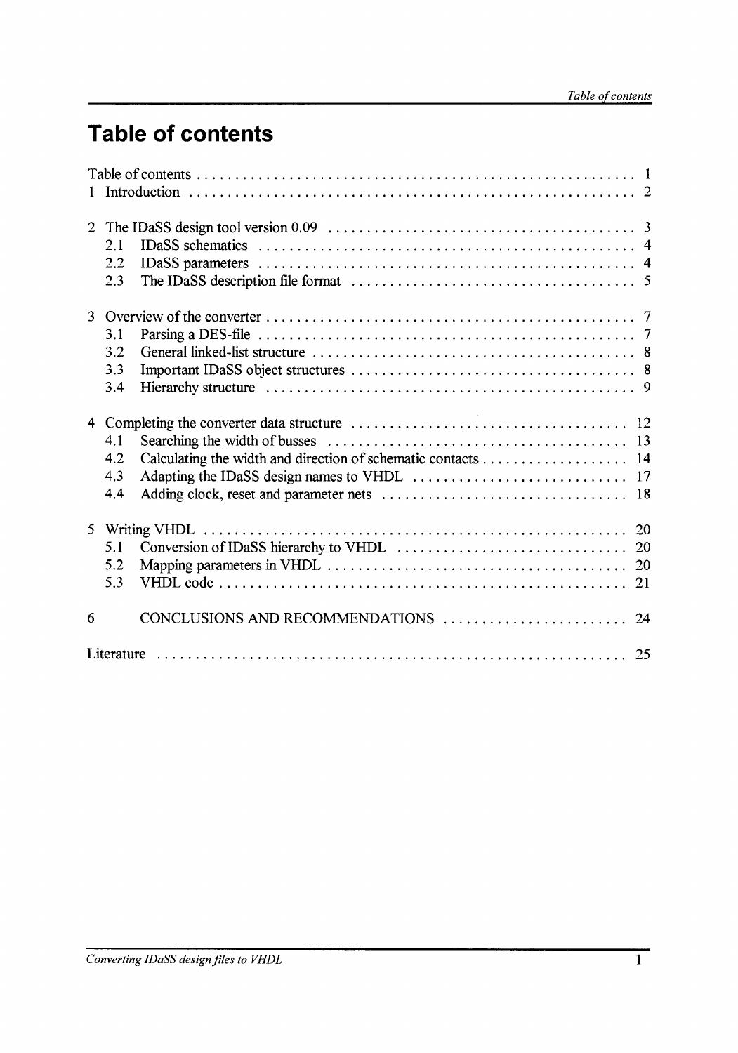# Table of contents

Table of contents ..... 1
1 Introduction ..... 2

2 The IDaSS design tool version 0.09 ..... 3
  2.1 IDaSS schematics ..... 4
  2.2 IDaSS parameters ..... 4
  2.3 The IDaSS description file format ..... 5

3 Overview of the converter ..... 7
  3.1 Parsing a DES-file ..... 7
  3.2 General linked-list structure ..... 8
  3.3 Important IDaSS object structures ..... 8
  3.4 Hierarchy structure ..... 9

4 Completing the converter data structure ..... 12
  4.1 Searching the width of busses ..... 13
  4.2 Calculating the width and direction of schematic contacts ..... 14
  4.3 Adapting the IDaSS design names to VHDL ..... 17
  4.4 Adding clock, reset and parameter nets ..... 18

5 Writing VHDL ..... 20
  5.1 Conversion of IDaSS hierarchy to VHDL ..... 20
  5.2 Mapping parameters in VHDL ..... 20
  5.3 VHDL code ..... 21

6 CONCLUSIONS AND RECOMMENDATIONS ..... 24

Literature ..... 25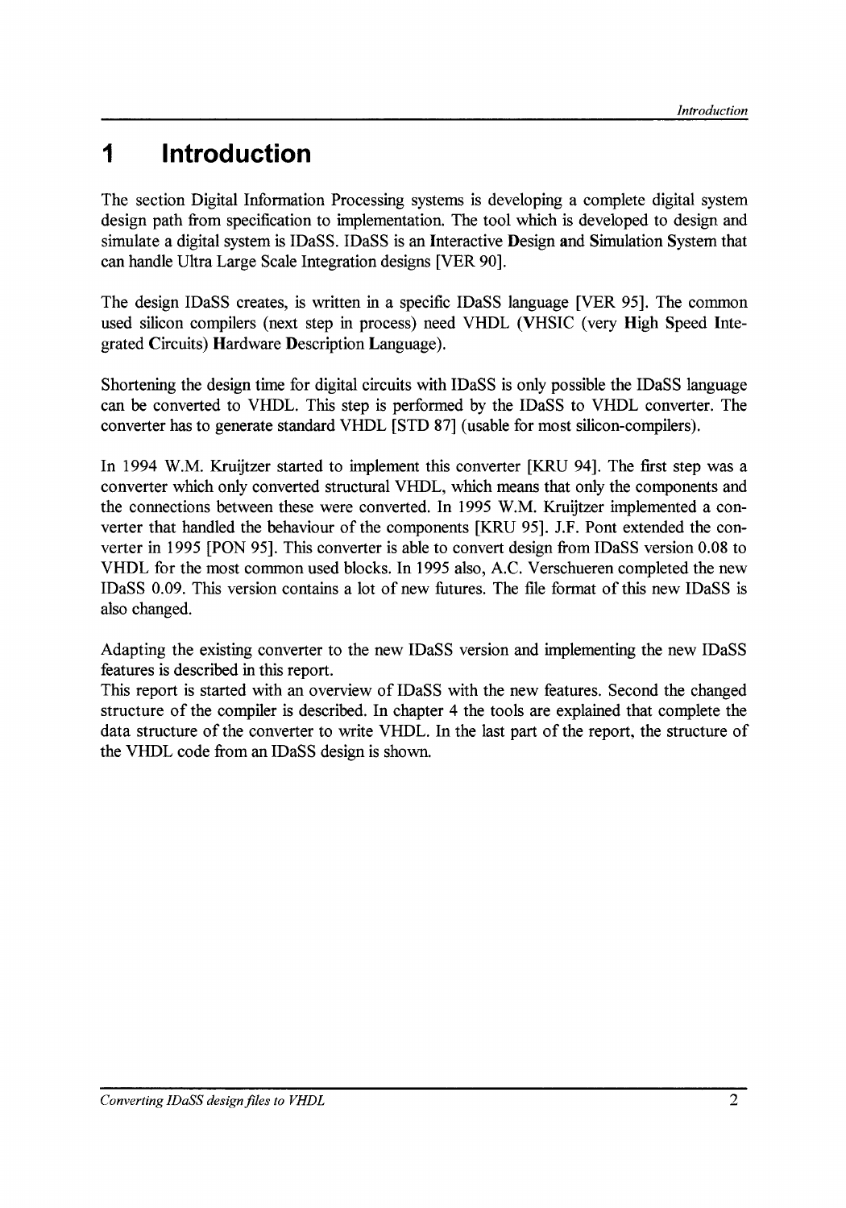# 1 Introduction

The section Digital Information Processing systems is developing a complete digital system design path from specification to implementation. The tool which is developed to design and simulate a digital system is IDaSS. IDaSS is an **I**nteractive **D**esign **a**nd **S**imulation **S**ystem that can handle Ultra Large Scale Integration designs [VER 90].

The design IDaSS creates, is written in a specific IDaSS language [VER 95]. The common used silicon compilers (next step in process) need VHDL (**V**HSIC (very **H**igh **S**peed **I**ntegrated **C**ircuits) **H**ardware **D**escription **L**anguage).

Shortening the design time for digital circuits with IDaSS is only possible the IDaSS language can be converted to VHDL. This step is performed by the IDaSS to VHDL converter. The converter has to generate standard VHDL [STD 87] (usable for most silicon-compilers).

In 1994 W.M. Kruijtzer started to implement this converter [KRU 94]. The first step was a converter which only converted structural VHDL, which means that only the components and the connections between these were converted. In 1995 W.M. Kruijtzer implemented a converter that handled the behaviour of the components [KRU 95]. J.F. Pont extended the converter in 1995 [PON 95]. This converter is able to convert design from IDaSS version 0.08 to VHDL for the most common used blocks. In 1995 also, A.C. Verschueren completed the new IDaSS 0.09. This version contains a lot of new futures. The file format of this new IDaSS is also changed.

Adapting the existing converter to the new IDaSS version and implementing the new IDaSS features is described in this report.
This report is started with an overview of IDaSS with the new features. Second the changed structure of the compiler is described. In chapter 4 the tools are explained that complete the data structure of the converter to write VHDL. In the last part of the report, the structure of the VHDL code from an IDaSS design is shown.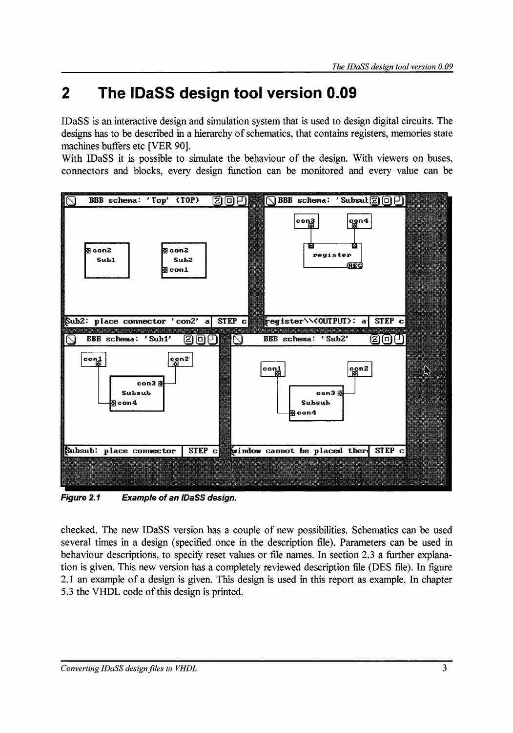# 2 The IDaSS design tool version 0.09

IDaSS is an interactive design and simulation system that is used to design digital circuits. The designs has to be described in a hierarchy of schematics, that contains registers, memories state machines buffers etc [VER 90].

With IDaSS it is possible to simulate the behaviour of the design. With viewers on buses, connectors and blocks, every design function can be monitored and every value can be checked. The new IDaSS version has a couple of new possibilities. Schematics can be used several times in a design (specified once in the description file). Parameters can be used in behaviour descriptions, to specify reset values or file names. In section 2.3 a further explanation is given. This new version has a completely reviewed description file (DES file). In figure 2.1 an example of a design is given. This design is used in this report as example. In chapter 5.3 the VHDL code of this design is printed.

***Figure 2.1 Example of an IDaSS design.***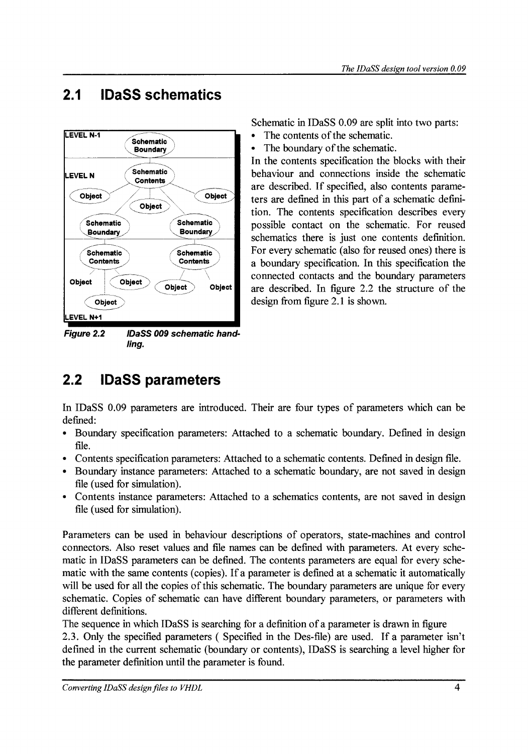## 2.1 IDaSS schematics

Figure 2.2 IDaSS 009 schematic handling.

Schematic in IDaSS 0.09 are split into two parts:

- The contents of the schematic.
- The boundary of the schematic.

In the contents specification the blocks with their behaviour and connections inside the schematic are described. If specified, also contents parameters are defined in this part of a schematic definition. The contents specification describes every possible contact on the schematic. For reused schematics there is just one contents definition. For every schematic (also for reused ones) there is a boundary specification. In this specification the connected contacts and the boundary parameters are described. In figure 2.2 the structure of the design from figure 2.1 is shown.

## 2.2 IDaSS parameters

In IDaSS 0.09 parameters are introduced. Their are four types of parameters which can be defined:

- Boundary specification parameters: Attached to a schematic boundary. Defined in design file.
- Contents specification parameters: Attached to a schematic contents. Defined in design file.
- Boundary instance parameters: Attached to a schematic boundary, are not saved in design file (used for simulation).
- Contents instance parameters: Attached to a schematics contents, are not saved in design file (used for simulation).

Parameters can be used in behaviour descriptions of operators, state-machines and control connectors. Also reset values and file names can be defined with parameters. At every schematic in IDaSS parameters can be defined. The contents parameters are equal for every schematic with the same contents (copies). If a parameter is defined at a schematic it automatically will be used for all the copies of this schematic. The boundary parameters are unique for every schematic. Copies of schematic can have different boundary parameters, or parameters with different definitions.

The sequence in which IDaSS is searching for a definition of a parameter is drawn in figure 2.3. Only the specified parameters ( Specified in the Des-file) are used. If a parameter isn't defined in the current schematic (boundary or contents), IDaSS is searching a level higher for the parameter definition until the parameter is found.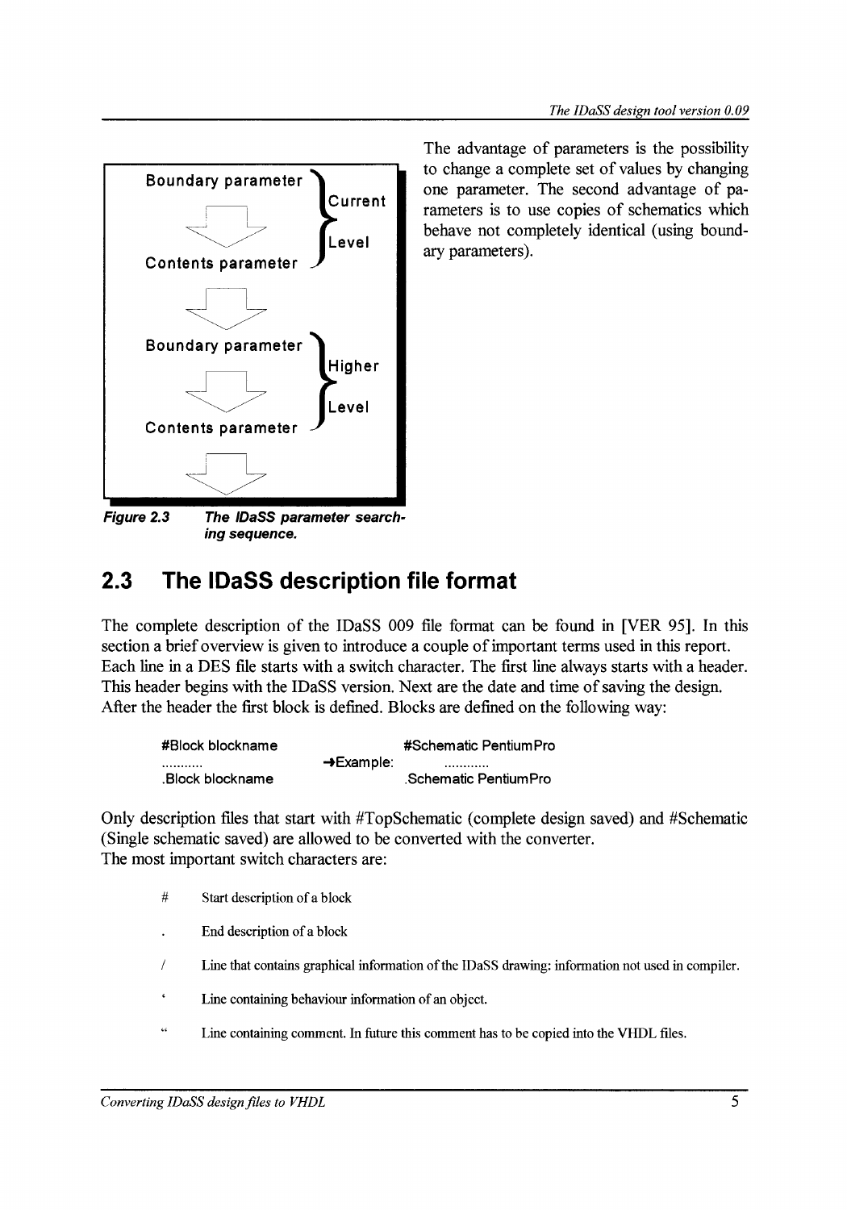Boundary parameter → Contents parameter (Current Level)

Boundary parameter → Contents parameter (Higher Level)

***Figure 2.3*** ***The IDaSS parameter searching sequence.***

The advantage of parameters is the possibility to change a complete set of values by changing one parameter. The second advantage of parameters is to use copies of schematics which behave not completely identical (using boundary parameters).

## 2.3 The IDaSS description file format

The complete description of the IDaSS 009 file format can be found in [VER 95]. In this section a brief overview is given to introduce a couple of important terms used in this report. Each line in a DES file starts with a switch character. The first line always starts with a header. This header begins with the IDaSS version. Next are the date and time of saving the design. After the header the first block is defined. Blocks are defined on the following way:

```
#Block blockname                        #Schematic PentiumPro
...........          →Example:          ............
.Block blockname                        .Schematic PentiumPro
```

Only description files that start with #TopSchematic (complete design saved) and #Schematic (Single schematic saved) are allowed to be converted with the converter.
The most important switch characters are:

- `#` Start description of a block
- `.` End description of a block
- `/` Line that contains graphical information of the IDaSS drawing: information not used in compiler.
- `'` Line containing behaviour information of an object.
- `"` Line containing comment. In future this comment has to be copied into the VHDL files.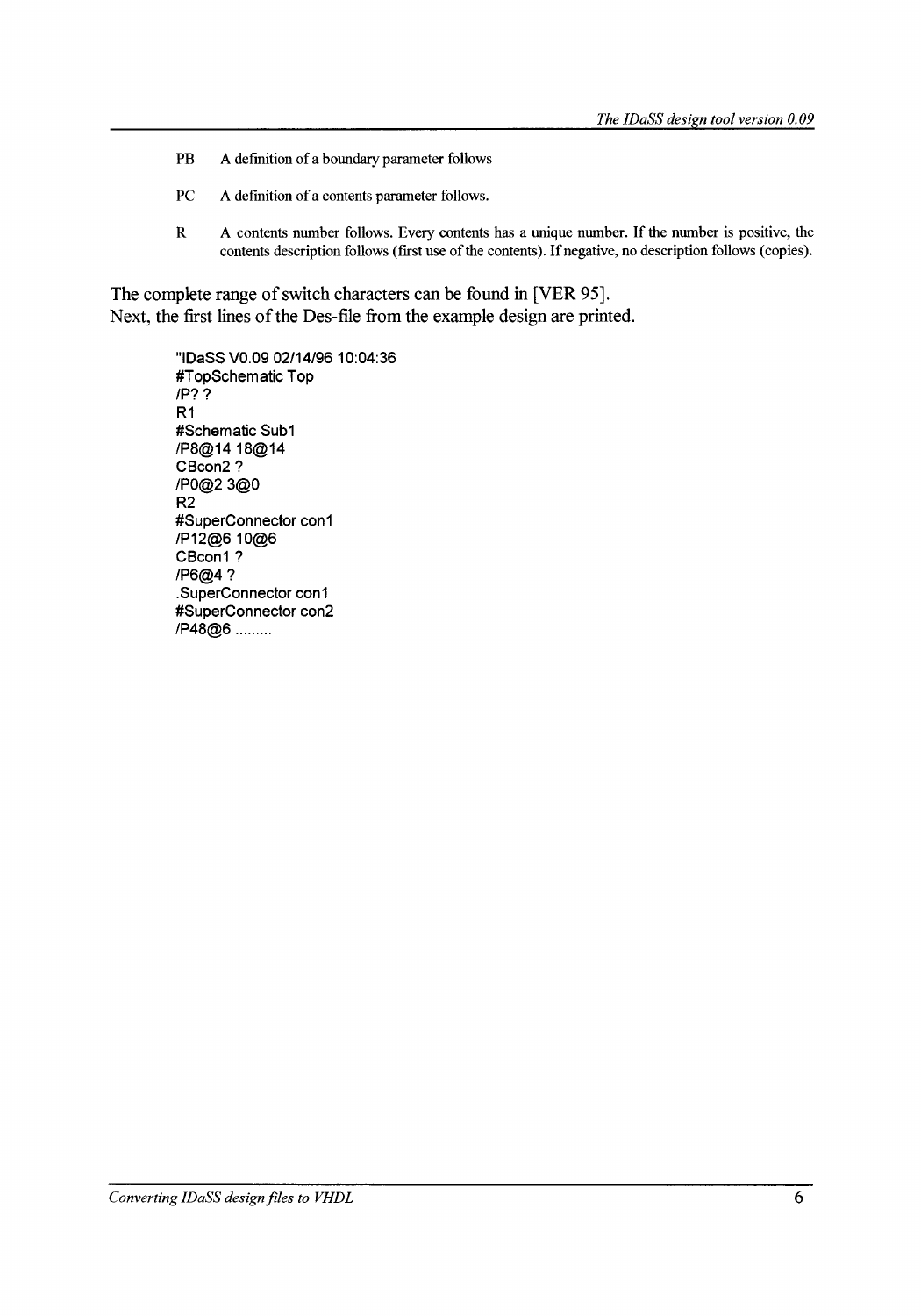PB A definition of a boundary parameter follows

PC A definition of a contents parameter follows.

R A contents number follows. Every contents has a unique number. If the number is positive, the contents description follows (first use of the contents). If negative, no description follows (copies).

The complete range of switch characters can be found in [VER 95].
Next, the first lines of the Des-file from the example design are printed.

```
"IDaSS V0.09 02/14/96 10:04:36
#TopSchematic Top
/P? ?
R1
#Schematic Sub1
/P8@14 18@14
CBcon2 ?
/P0@2 3@0
R2
#SuperConnector con1
/P12@6 10@6
CBcon1 ?
/P6@4 ?
.SuperConnector con1
#SuperConnector con2
/P48@6 .........
```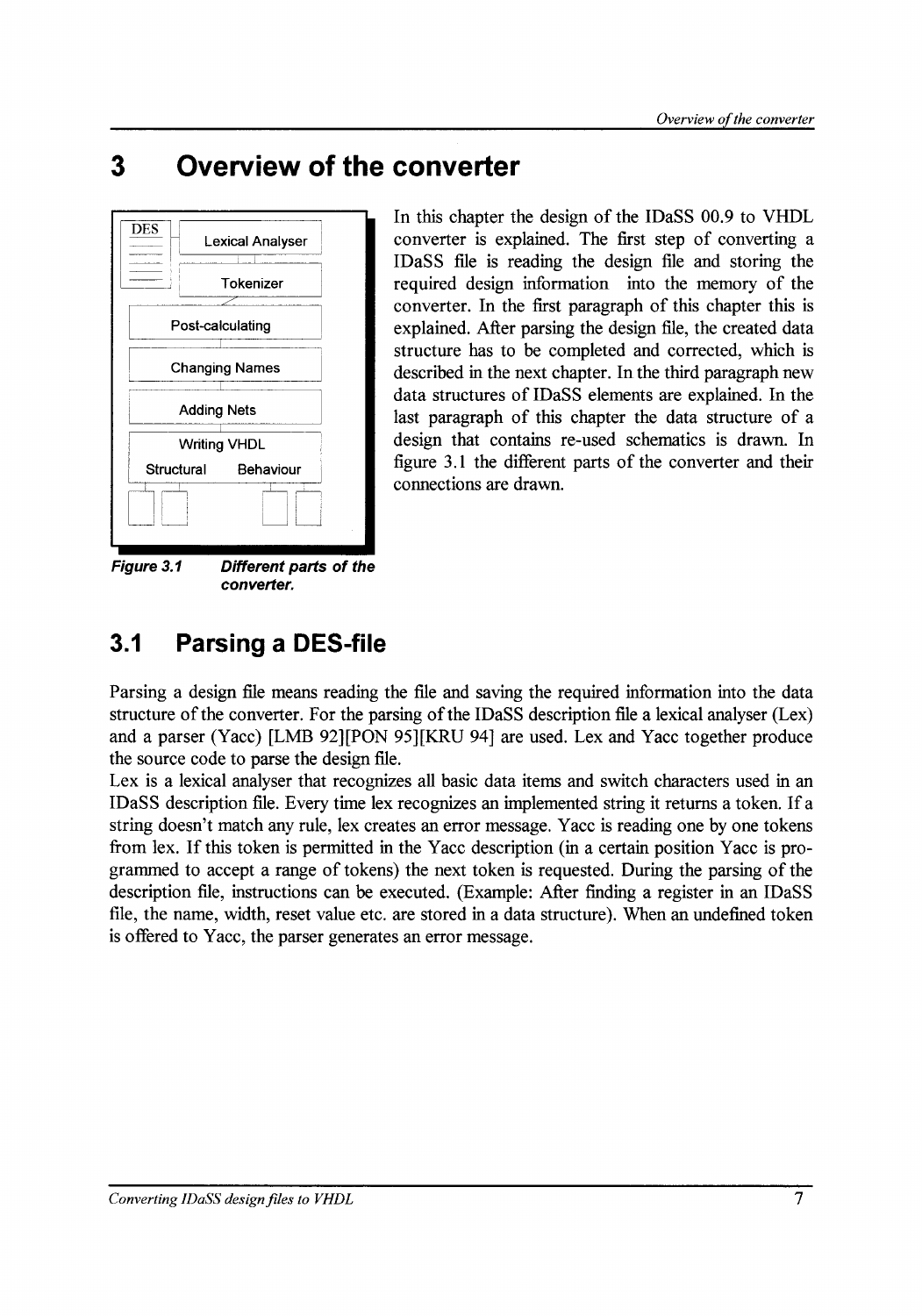# 3 Overview of the converter

In this chapter the design of the IDaSS 00.9 to VHDL converter is explained. The first step of converting a IDaSS file is reading the design file and storing the required design information into the memory of the converter. In the first paragraph of this chapter this is explained. After parsing the design file, the created data structure has to be completed and corrected, which is described in the next chapter. In the third paragraph new data structures of IDaSS elements are explained. In the last paragraph of this chapter the data structure of a design that contains re-used schematics is drawn. In figure 3.1 the different parts of the converter and their connections are drawn.

DES

Lexical Analyser

Tokenizer

Post-calculating

Changing Names

Adding Nets

Writing VHDL

Structural Behaviour

***Figure 3.1 Different parts of the converter.***

## 3.1 Parsing a DES-file

Parsing a design file means reading the file and saving the required information into the data structure of the converter. For the parsing of the IDaSS description file a lexical analyser (Lex) and a parser (Yacc) [LMB 92][PON 95][KRU 94] are used. Lex and Yacc together produce the source code to parse the design file.

Lex is a lexical analyser that recognizes all basic data items and switch characters used in an IDaSS description file. Every time lex recognizes an implemented string it returns a token. If a string doesn't match any rule, lex creates an error message. Yacc is reading one by one tokens from lex. If this token is permitted in the Yacc description (in a certain position Yacc is programmed to accept a range of tokens) the next token is requested. During the parsing of the description file, instructions can be executed. (Example: After finding a register in an IDaSS file, the name, width, reset value etc. are stored in a data structure). When an undefined token is offered to Yacc, the parser generates an error message.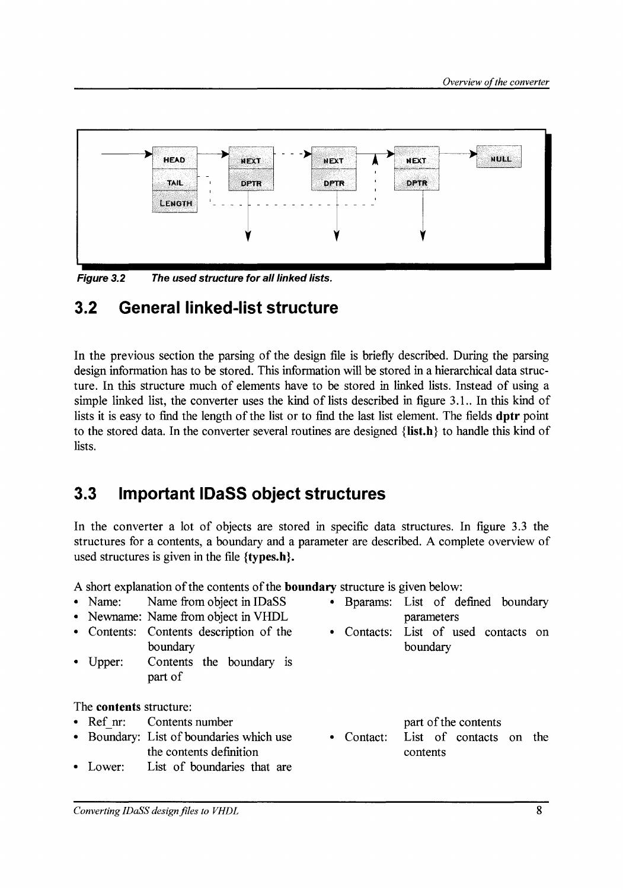*Figure 3.2 The used structure for all linked lists.*

## 3.2 General linked-list structure

In the previous section the parsing of the design file is briefly described. During the parsing design information has to be stored. This information will be stored in a hierarchical data structure. In this structure much of elements have to be stored in linked lists. Instead of using a simple linked list, the converter uses the kind of lists described in figure 3.1.. In this kind of lists it is easy to find the length of the list or to find the last list element. The fields **dptr** point to the stored data. In the converter several routines are designed {**list.h**} to handle this kind of lists.

## 3.3 Important IDaSS object structures

In the converter a lot of objects are stored in specific data structures. In figure 3.3 the structures for a contents, a boundary and a parameter are described. A complete overview of used structures is given in the file **{types.h}.**

A short explanation of the contents of the **boundary** structure is given below:

- Name: Name from object in IDaSS
- Newname: Name from object in VHDL
- Contents: Contents description of the boundary
- Upper: Contents the boundary is part of
- Bparams: List of defined boundary parameters
- Contacts: List of used contacts on boundary

The **contents** structure:

- Ref_nr: Contents number
- Boundary: List of boundaries which use the contents definition
- Lower: List of boundaries that are part of the contents
- Contact: List of contacts on the contents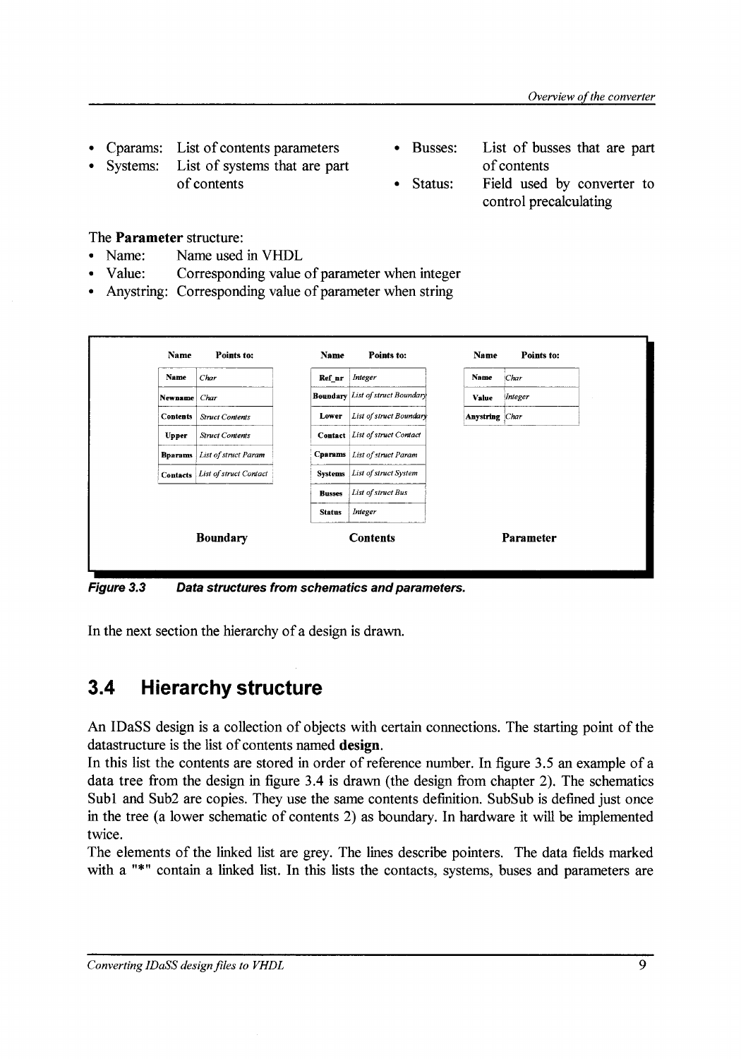- Cparams: List of contents parameters
- Systems: List of systems that are part of contents
- Busses: List of busses that are part of contents
- Status: Field used by converter to control precalculating

The **Parameter** structure:
- Name: Name used in VHDL
- Value: Corresponding value of parameter when integer
- Anystring: Corresponding value of parameter when string

**Boundary**

| Name | Points to: |
|---|---|
| Name | *Char* |
| Newname | *Char* |
| Contents | *Struct Contents* |
| Upper | *Struct Contents* |
| Bparams | *List of struct Param* |
| Contacts | *List of struct Contact* |

**Contents**

| Name | Points to: |
|---|---|
| Ref_nr | *Integer* |
| Boundary | *List of struct Boundary* |
| Lower | *List of struct Boundary* |
| Contact | *List of struct Contact* |
| Cparams | *List of struct Param* |
| Systems | *List of struct System* |
| Busses | *List of struct Bus* |
| Status | *Integer* |

**Parameter**

| Name | Points to: |
|---|---|
| Name | *Char* |
| Value | *Integer* |
| Anystring | *Char* |

***Figure 3.3 Data structures from schematics and parameters.***

In the next section the hierarchy of a design is drawn.

## 3.4 Hierarchy structure

An IDaSS design is a collection of objects with certain connections. The starting point of the datastructure is the list of contents named **design**.

In this list the contents are stored in order of reference number. In figure 3.5 an example of a data tree from the design in figure 3.4 is drawn (the design from chapter 2). The schematics Sub1 and Sub2 are copies. They use the same contents definition. SubSub is defined just once in the tree (a lower schematic of contents 2) as boundary. In hardware it will be implemented twice.

The elements of the linked list are grey. The lines describe pointers. The data fields marked with a "*" contain a linked list. In this lists the contacts, systems, buses and parameters are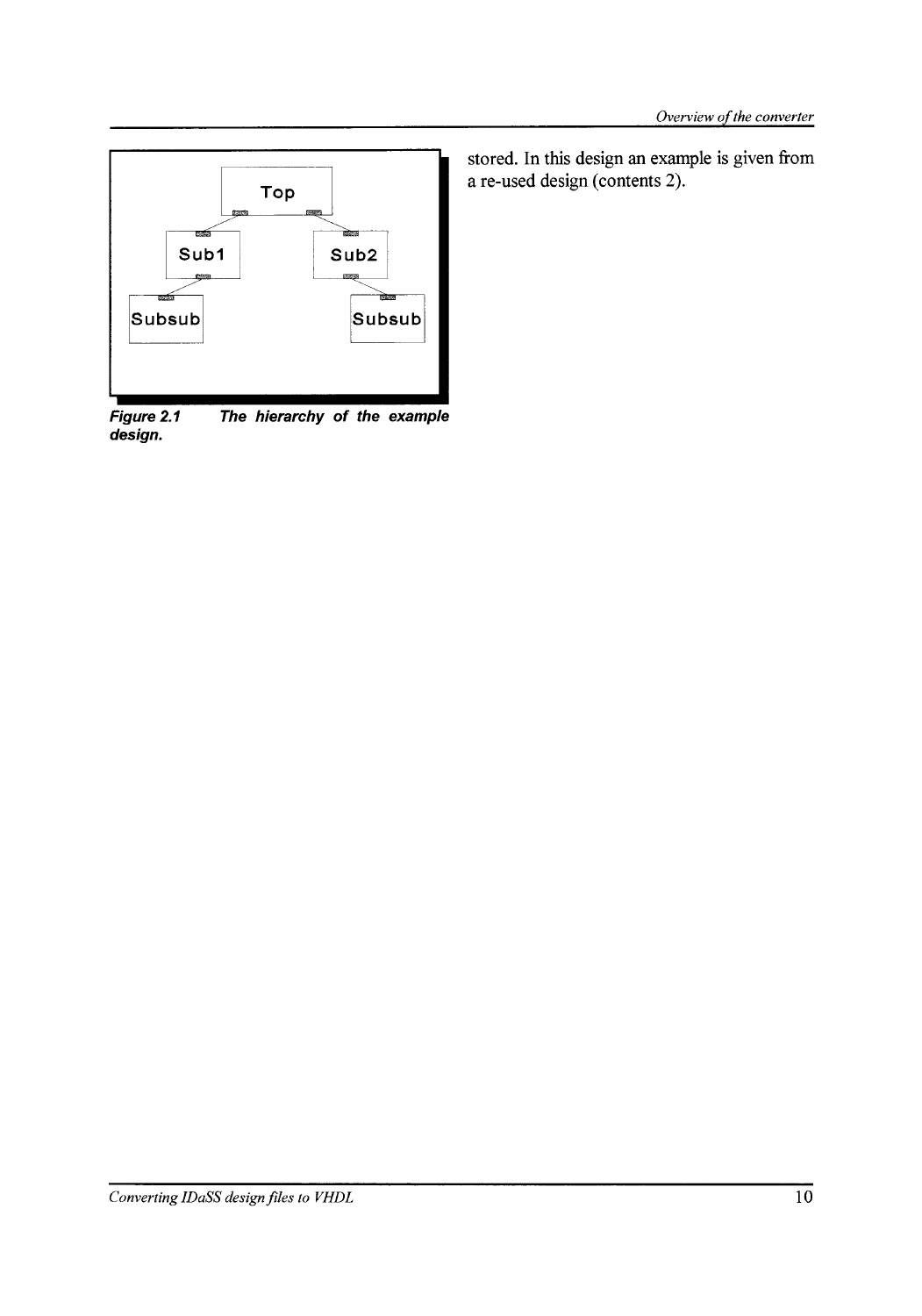stored. In this design an example is given from a re-used design (contents 2).

***Figure 2.1 The hierarchy of the example design.***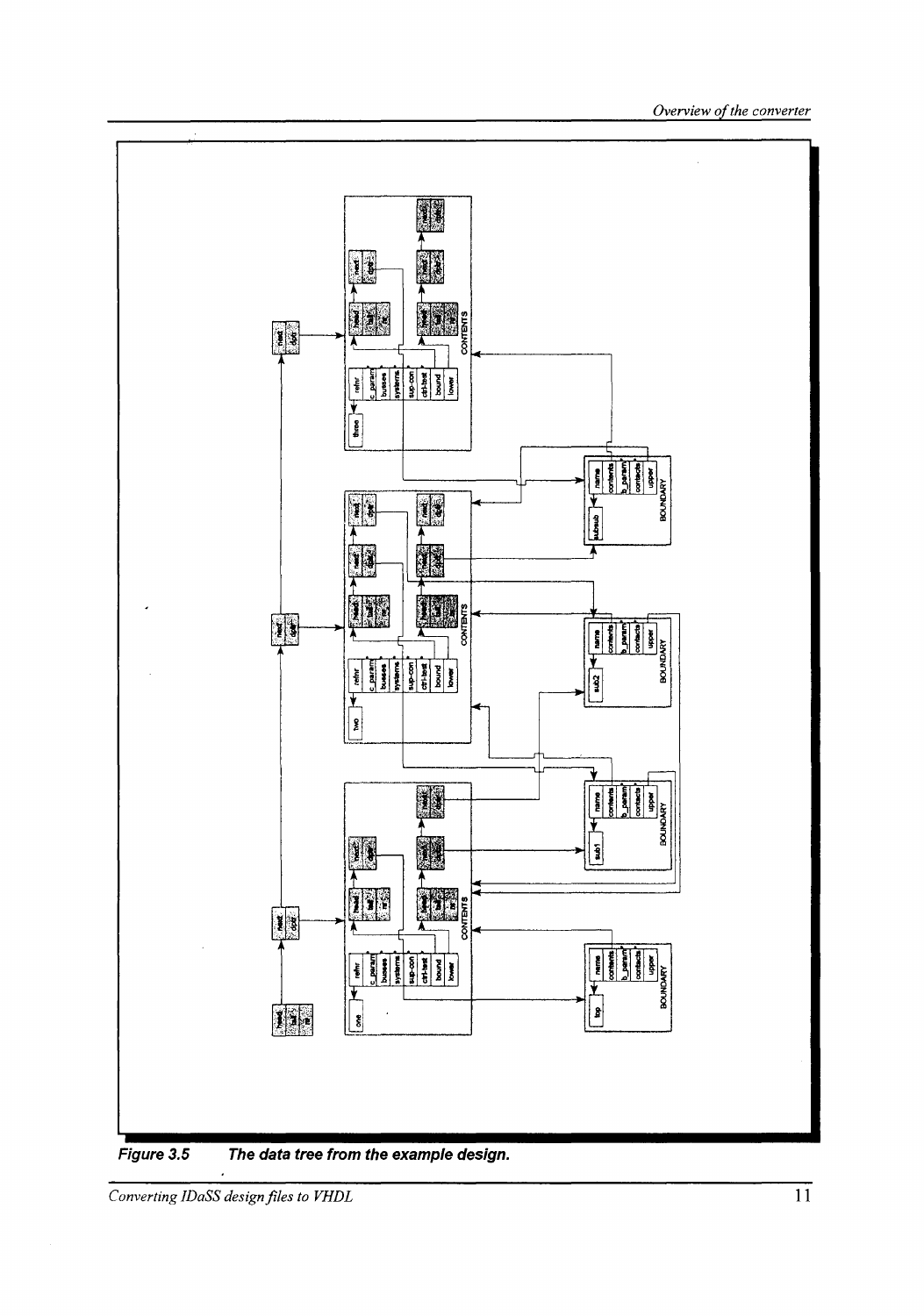**Figure 3.5 The data tree from the example design.**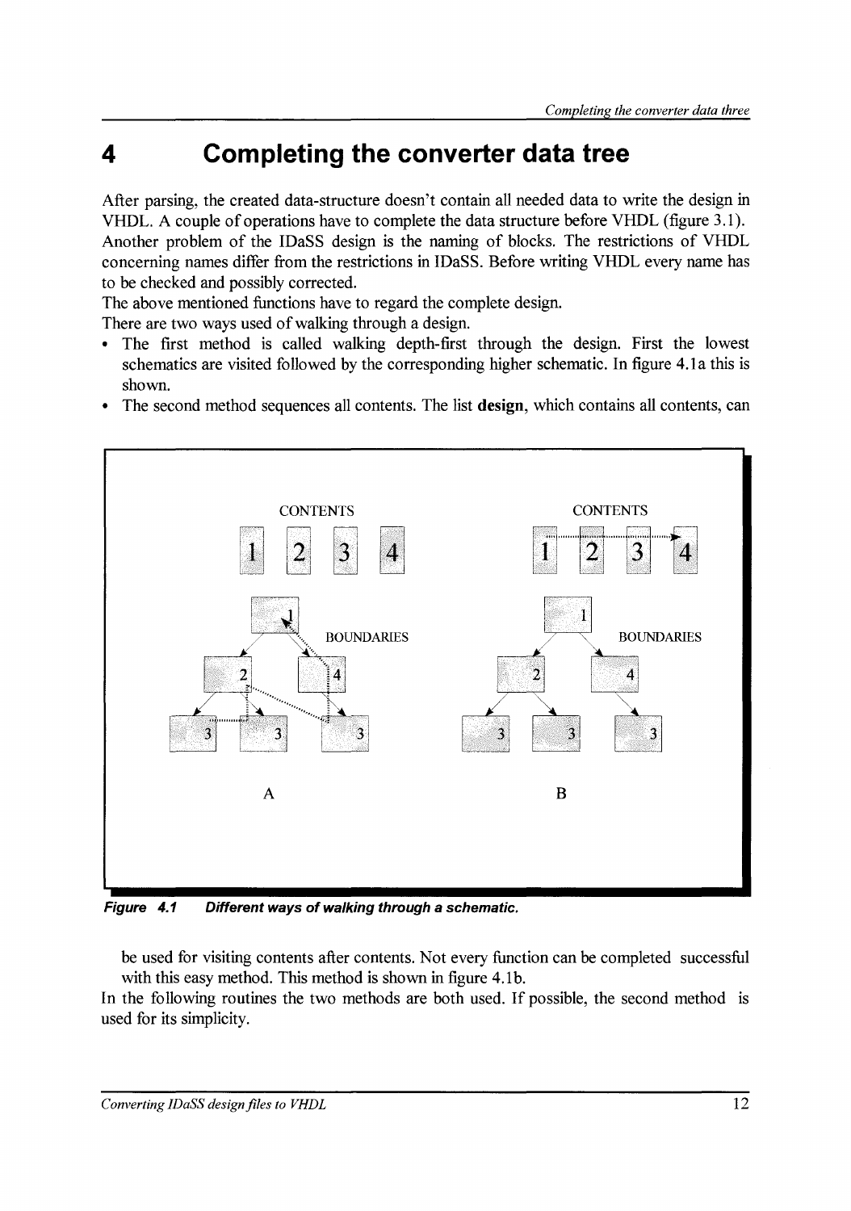# 4 Completing the converter data tree

After parsing, the created data-structure doesn't contain all needed data to write the design in VHDL. A couple of operations have to complete the data structure before VHDL (figure 3.1). Another problem of the IDaSS design is the naming of blocks. The restrictions of VHDL concerning names differ from the restrictions in IDaSS. Before writing VHDL every name has to be checked and possibly corrected.

The above mentioned functions have to regard the complete design.

There are two ways used of walking through a design.

- The first method is called walking depth-first through the design. First the lowest schematics are visited followed by the corresponding higher schematic. In figure 4.1a this is shown.
- The second method sequences all contents. The list **design**, which contains all contents, can be used for visiting contents after contents. Not every function can be completed successful with this easy method. This method is shown in figure 4.1b.

***Figure 4.1 Different ways of walking through a schematic.***

In the following routines the two methods are both used. If possible, the second method is used for its simplicity.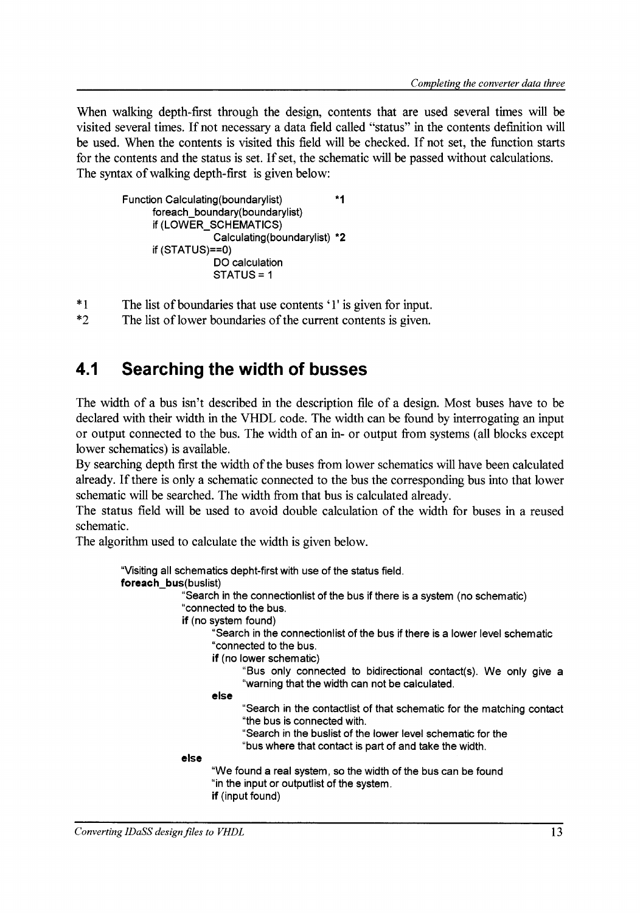When walking depth-first through the design, contents that are used several times will be visited several times. If not necessary a data field called "status" in the contents definition will be used. When the contents is visited this field will be checked. If not set, the function starts for the contents and the status is set. If set, the schematic will be passed without calculations. The syntax of walking depth-first is given below:

```
Function Calculating(boundarylist)           *1
      foreach_boundary(boundarylist)
      if (LOWER_SCHEMATICS)
                Calculating(boundarylist) *2
      if (STATUS)==0)
                DO calculation
                STATUS = 1
```

*1 The list of boundaries that use contents '1' is given for input.
*2 The list of lower boundaries of the current contents is given.

## 4.1 Searching the width of busses

The width of a bus isn't described in the description file of a design. Most buses have to be declared with their width in the VHDL code. The width can be found by interrogating an input or output connected to the bus. The width of an in- or output from systems (all blocks except lower schematics) is available.
By searching depth first the width of the buses from lower schematics will have been calculated already. If there is only a schematic connected to the bus the corresponding bus into that lower schematic will be searched. The width from that bus is calculated already.
The status field will be used to avoid double calculation of the width for buses in a reused schematic.
The algorithm used to calculate the width is given below.

```
"Visiting all schematics depht-first with use of the status field.
foreach_bus(buslist)
        "Search in the connectionlist of the bus if there is a system (no schematic)
        "connected to the bus.
        if (no system found)
              "Search in the connectionlist of the bus if there is a lower level schematic
              "connected to the bus.
              if (no lower schematic)
                    "Bus only connected to bidirectional contact(s). We only give a
                    "warning that the width can not be calculated.
              else
                    "Search in the contactlist of that schematic for the matching contact
                    "the bus is connected with.
                    "Search in the buslist of the lower level schematic for the
                    "bus where that contact is part of and take the width.
        else
              "We found a real system, so the width of the bus can be found
              "in the input or outputlist of the system.
              if (input found)
```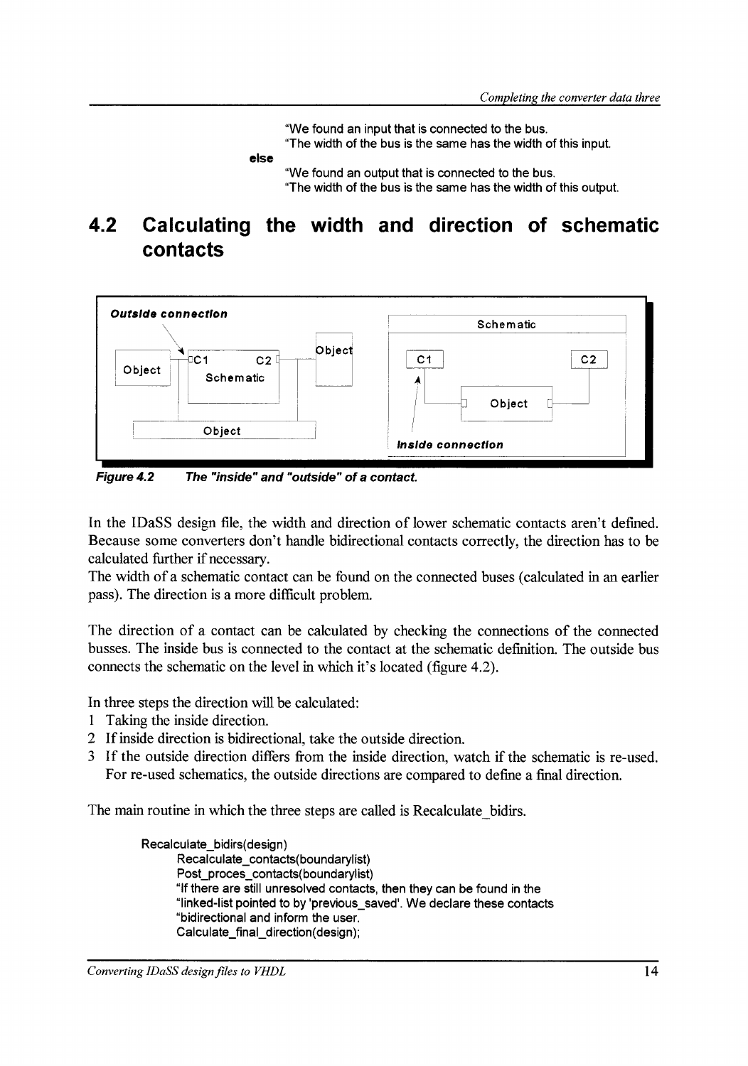```
        "We found an input that is connected to the bus.
        "The width of the bus is the same has the width of this input.
else
        "We found an output that is connected to the bus.
        "The width of the bus is the same has the width of this output.
```

## 4.2 Calculating the width and direction of schematic contacts

***Figure 4.2 The "inside" and "outside" of a contact.***

In the IDaSS design file, the width and direction of lower schematic contacts aren't defined. Because some converters don't handle bidirectional contacts correctly, the direction has to be calculated further if necessary.
The width of a schematic contact can be found on the connected buses (calculated in an earlier pass). The direction is a more difficult problem.

The direction of a contact can be calculated by checking the connections of the connected busses. The inside bus is connected to the contact at the schematic definition. The outside bus connects the schematic on the level in which it's located (figure 4.2).

In three steps the direction will be calculated:
1 Taking the inside direction.
2 If inside direction is bidirectional, take the outside direction.
3 If the outside direction differs from the inside direction, watch if the schematic is re-used. For re-used schematics, the outside directions are compared to define a final direction.

The main routine in which the three steps are called is Recalculate_bidirs.

```
Recalculate_bidirs(design)
        Recalculate_contacts(boundarylist)
        Post_proces_contacts(boundarylist)
        "If there are still unresolved contacts, then they can be found in the
        "linked-list pointed to by 'previous_saved'. We declare these contacts
        "bidirectional and inform the user.
        Calculate_final_direction(design);
```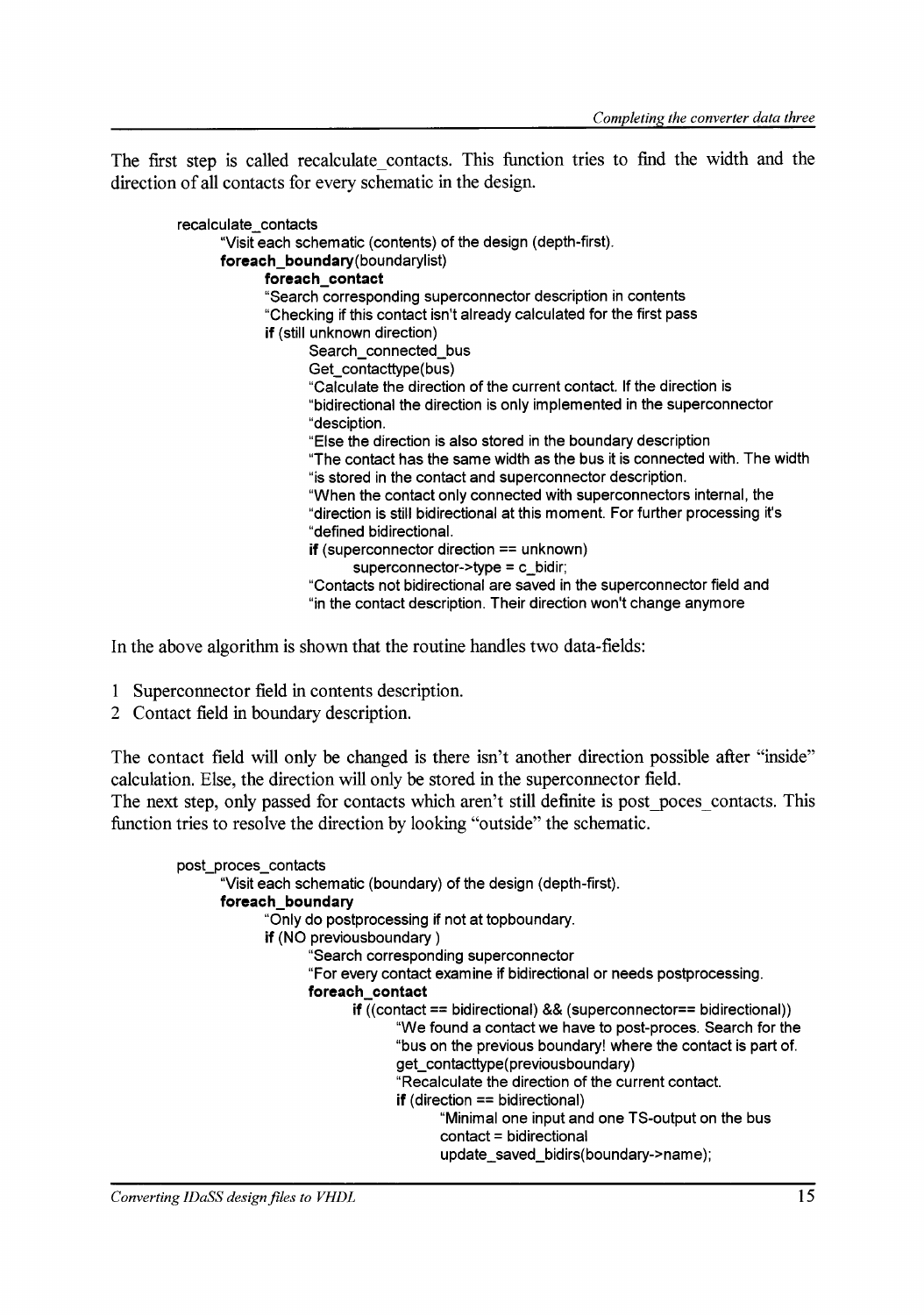The first step is called recalculate_contacts. This function tries to find the width and the direction of all contacts for every schematic in the design.

```
recalculate_contacts
    "Visit each schematic (contents) of the design (depth-first).
    foreach_boundary(boundarylist)
        foreach_contact
        "Search corresponding superconnector description in contents
        "Checking if this contact isn't already calculated for the first pass
        if (still unknown direction)
            Search_connected_bus
            Get_contacttype(bus)
            "Calculate the direction of the current contact. If the direction is
            "bidirectional the direction is only implemented in the superconnector
            "desciption.
            "Else the direction is also stored in the boundary description
            "The contact has the same width as the bus it is connected with. The width
            "is stored in the contact and superconnector description.
            "When the contact only connected with superconnectors internal, the
            "direction is still bidirectional at this moment. For further processing it's
            "defined bidirectional.
            if (superconnector direction == unknown)
                superconnector->type = c_bidir;
            "Contacts not bidirectional are saved in the superconnector field and
            "in the contact description. Their direction won't change anymore
```

In the above algorithm is shown that the routine handles two data-fields:

1 Superconnector field in contents description.
2 Contact field in boundary description.

The contact field will only be changed is there isn't another direction possible after "inside" calculation. Else, the direction will only be stored in the superconnector field.
The next step, only passed for contacts which aren't still definite is post_poces_contacts. This function tries to resolve the direction by looking "outside" the schematic.

```
post_proces_contacts
    "Visit each schematic (boundary) of the design (depth-first).
    foreach_boundary
        "Only do postprocessing if not at topboundary.
        if (NO previousboundary )
            "Search corresponding superconnector
            "For every contact examine if bidirectional or needs postprocessing.
            foreach_contact
                if ((contact == bidirectional) && (superconnector== bidirectional))
                    "We found a contact we have to post-proces. Search for the
                    "bus on the previous boundary! where the contact is part of.
                    get_contacttype(previousboundary)
                    "Recalculate the direction of the current contact.
                    if (direction == bidirectional)
                        "Minimal one input and one TS-output on the bus
                        contact = bidirectional
                        update_saved_bidirs(boundary->name);
```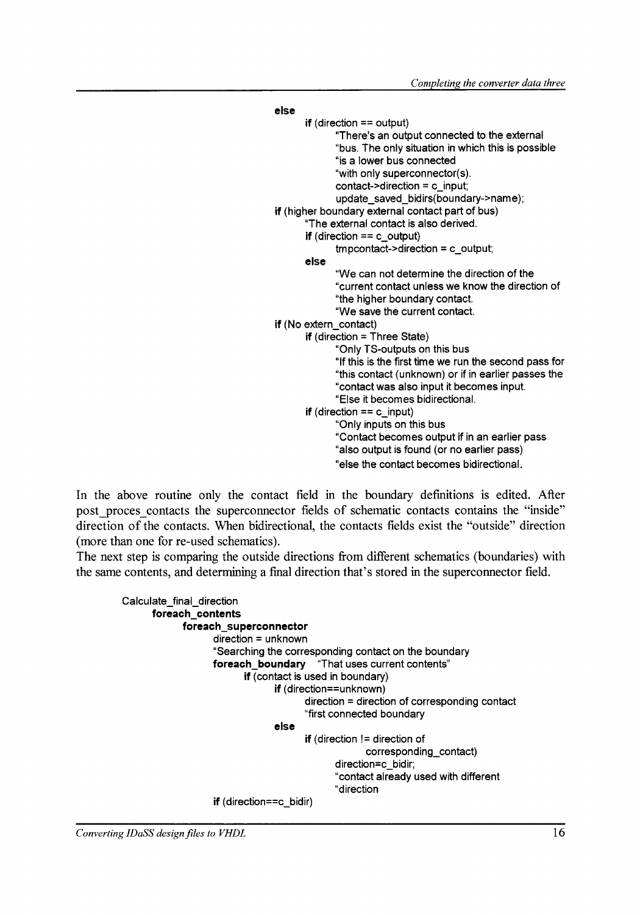```
else
        if (direction == output)
                "There's an output connected to the external
                "bus. The only situation in which this is possible
                "is a lower bus connected
                "with only superconnector(s).
                contact->direction = c_input;
                update_saved_bidirs(boundary->name);
if (higher boundary external contact part of bus)
        "The external contact is also derived.
        if (direction == c_output)
                tmpcontact->direction = c_output;
        else
                "We can not determine the direction of the
                "current contact unless we know the direction of
                "the higher boundary contact.
                "We save the current contact.
if (No extern_contact)
        if (direction = Three State)
                "Only TS-outputs on this bus
                "If this is the first time we run the second pass for
                "this contact (unknown) or if in earlier passes the
                "contact was also input it becomes input.
                "Else it becomes bidirectional.
        if (direction == c_input)
                "Only inputs on this bus
                "Contact becomes output if in an earlier pass
                "also output is found (or no earlier pass)
                "else the contact becomes bidirectional.
```

In the above routine only the contact field in the boundary definitions is edited. After post_proces_contacts the superconnector fields of schematic contacts contains the "inside" direction of the contacts. When bidirectional, the contacts fields exist the "outside" direction (more than one for re-used schematics).

The next step is comparing the outside directions from different schematics (boundaries) with the same contents, and determining a final direction that's stored in the superconnector field.

```
Calculate_final_direction
    foreach_contents
        foreach_superconnector
            direction = unknown
            "Searching the corresponding contact on the boundary
            foreach_boundary   "That uses current contents"
                if (contact is used in boundary)
                    if (direction==unknown)
                        direction = direction of corresponding contact
                        "first connected boundary
                    else
                        if (direction != direction of
                                corresponding_contact)
                            direction=c_bidir;
                            "contact already used with different
                            "direction
            if (direction==c_bidir)
```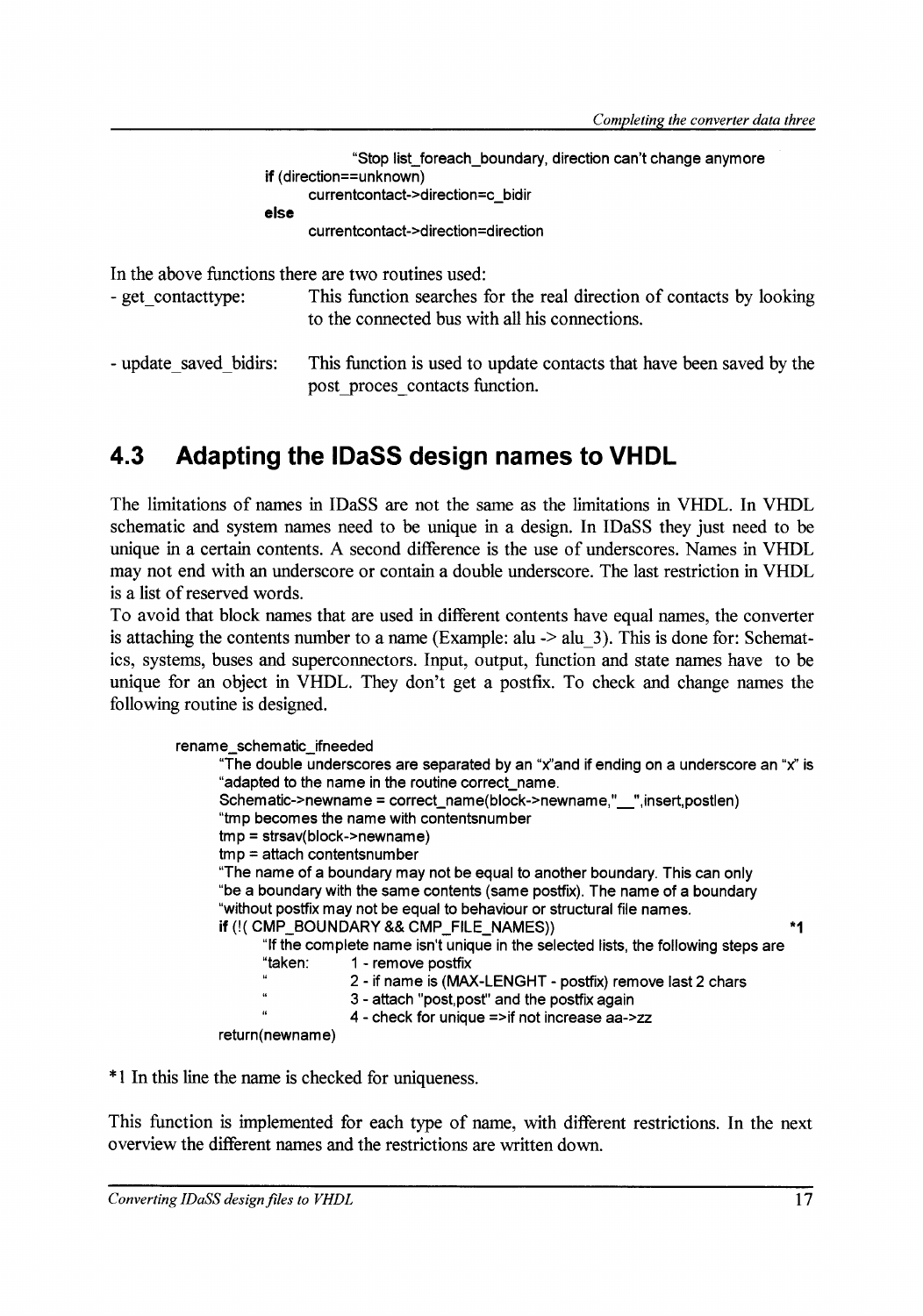```
            "Stop list_foreach_boundary, direction can't change anymore
        if (direction==unknown)
            currentcontact->direction=c_bidir
        else
            currentcontact->direction=direction
```

In the above functions there are two routines used:

- get_contacttype: This function searches for the real direction of contacts by looking to the connected bus with all his connections.
- update_saved_bidirs: This function is used to update contacts that have been saved by the post_proces_contacts function.

## 4.3 Adapting the IDaSS design names to VHDL

The limitations of names in IDaSS are not the same as the limitations in VHDL. In VHDL schematic and system names need to be unique in a design. In IDaSS they just need to be unique in a certain contents. A second difference is the use of underscores. Names in VHDL may not end with an underscore or contain a double underscore. The last restriction in VHDL is a list of reserved words.

To avoid that block names that are used in different contents have equal names, the converter is attaching the contents number to a name (Example: alu -> alu_3). This is done for: Schematics, systems, buses and superconnectors. Input, output, function and state names have to be unique for an object in VHDL. They don't get a postfix. To check and change names the following routine is designed.

```
rename_schematic_ifneeded
    "The double underscores are separated by an "x"and if ending on a underscore an "x" is
    "adapted to the name in the routine correct_name.
    Schematic->newname = correct_name(block->newname,"__",insert,postlen)
    "tmp becomes the name with contentsnumber
    tmp = strsav(block->newname)
    tmp = attach contentsnumber
    "The name of a boundary may not be equal to another boundary. This can only
    "be a boundary with the same contents (same postfix). The name of a boundary
    "without postfix may not be equal to behaviour or structural file names.
    if (!( CMP_BOUNDARY && CMP_FILE_NAMES))                                        *1
        "If the complete name isn't unique in the selected lists, the following steps are
        "taken:     1 - remove postfix
        "           2 - if name is (MAX-LENGHT - postfix) remove last 2 chars
        "           3 - attach "post,post" and the postfix again
        "           4 - check for unique =>if not increase aa->zz
return(newname)
```

*1 In this line the name is checked for uniqueness.

This function is implemented for each type of name, with different restrictions. In the next overview the different names and the restrictions are written down.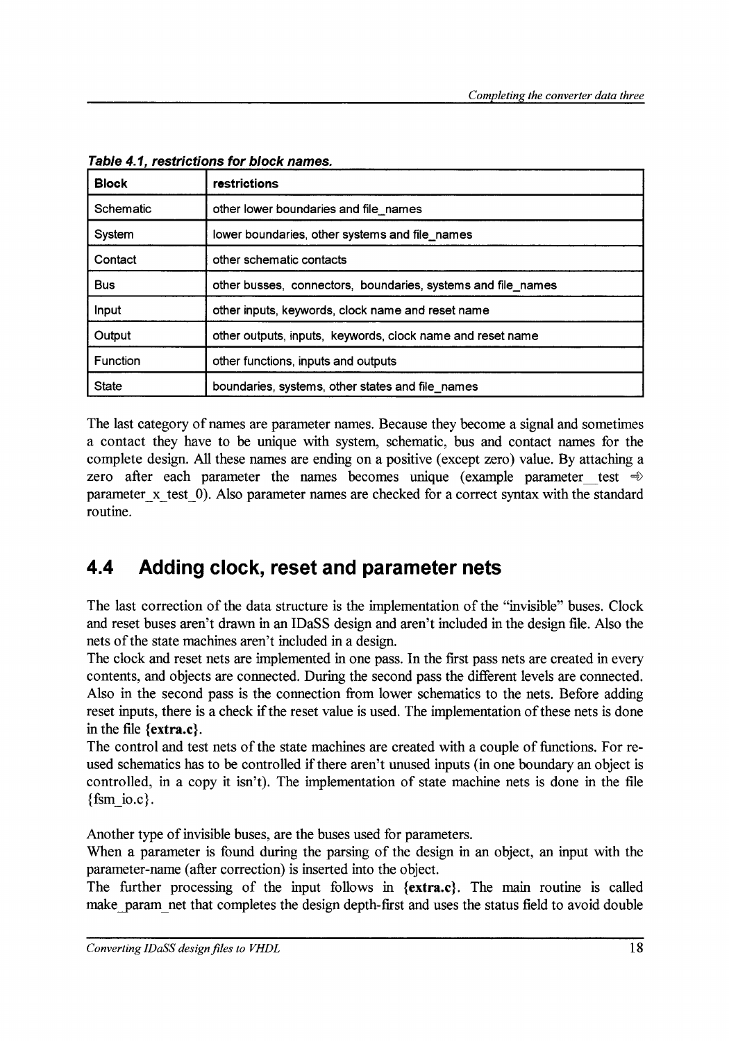***Table 4.1, restrictions for block names.***

| Block | restrictions |
| --- | --- |
| Schematic | other lower boundaries and file_names |
| System | lower boundaries, other systems and file_names |
| Contact | other schematic contacts |
| Bus | other busses, connectors, boundaries, systems and file_names |
| Input | other inputs, keywords, clock name and reset name |
| Output | other outputs, inputs, keywords, clock name and reset name |
| Function | other functions, inputs and outputs |
| State | boundaries, systems, other states and file_names |

The last category of names are parameter names. Because they become a signal and sometimes a contact they have to be unique with system, schematic, bus and contact names for the complete design. All these names are ending on a positive (except zero) value. By attaching a zero after each parameter the names becomes unique (example parameter__test ⇒ parameter_x_test_0). Also parameter names are checked for a correct syntax with the standard routine.

## 4.4 Adding clock, reset and parameter nets

The last correction of the data structure is the implementation of the "invisible" buses. Clock and reset buses aren't drawn in an IDaSS design and aren't included in the design file. Also the nets of the state machines aren't included in a design.

The clock and reset nets are implemented in one pass. In the first pass nets are created in every contents, and objects are connected. During the second pass the different levels are connected. Also in the second pass is the connection from lower schematics to the nets. Before adding reset inputs, there is a check if the reset value is used. The implementation of these nets is done in the file **{extra.c}**.

The control and test nets of the state machines are created with a couple of functions. For re-used schematics has to be controlled if there aren't unused inputs (in one boundary an object is controlled, in a copy it isn't). The implementation of state machine nets is done in the file {fsm_io.c}.

Another type of invisible buses, are the buses used for parameters.

When a parameter is found during the parsing of the design in an object, an input with the parameter-name (after correction) is inserted into the object.

The further processing of the input follows in **{extra.c}**. The main routine is called make_param_net that completes the design depth-first and uses the status field to avoid double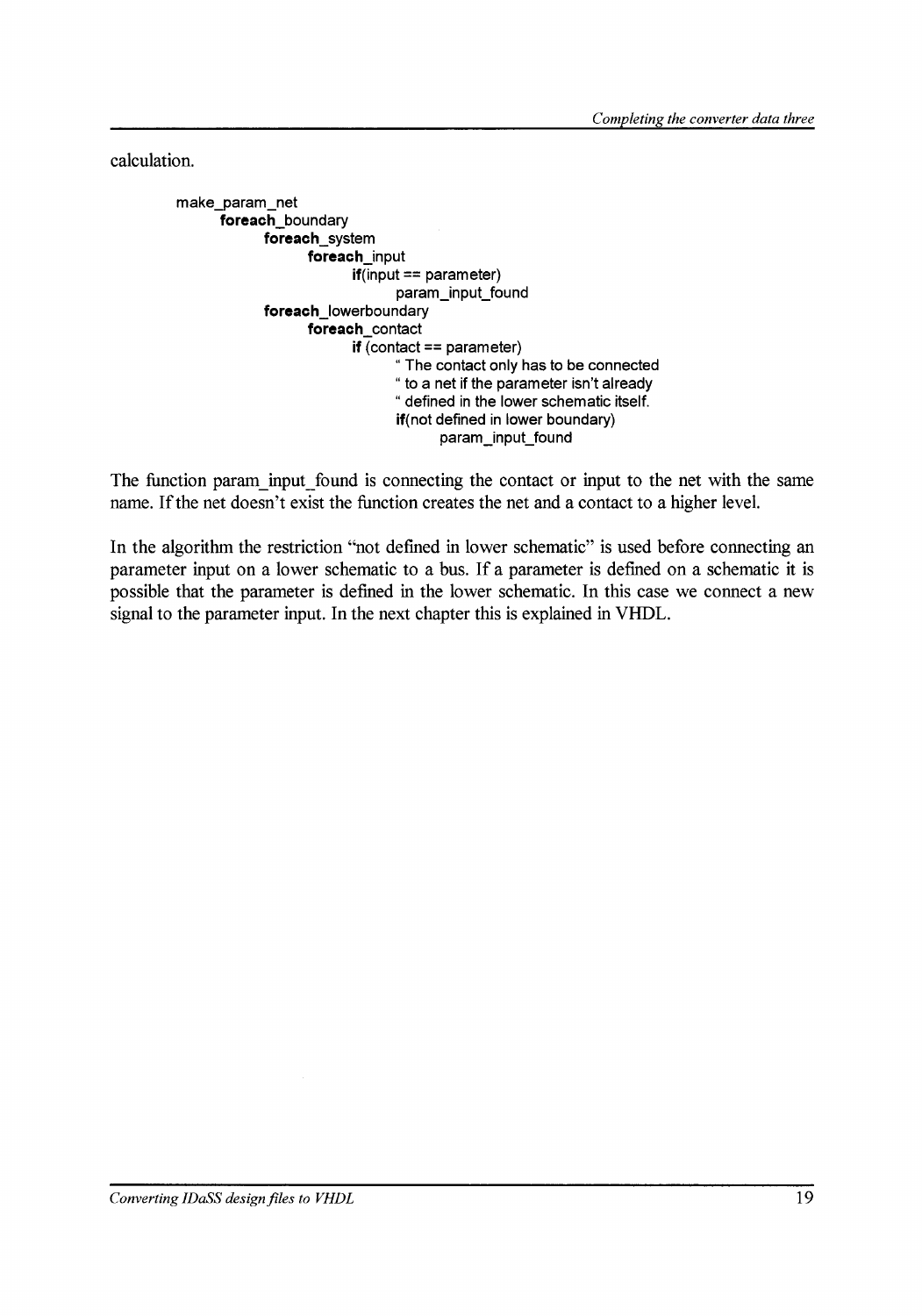calculation.

```
make_param_net
    foreach_boundary
        foreach_system
            foreach_input
                if(input == parameter)
                    param_input_found
        foreach_lowerboundary
            foreach_contact
                if (contact == parameter)
                    " The contact only has to be connected
                    " to a net if the parameter isn't already
                    " defined in the lower schematic itself.
                    if(not defined in lower boundary)
                        param_input_found
```

The function param_input_found is connecting the contact or input to the net with the same name. If the net doesn't exist the function creates the net and a contact to a higher level.

In the algorithm the restriction "not defined in lower schematic" is used before connecting an parameter input on a lower schematic to a bus. If a parameter is defined on a schematic it is possible that the parameter is defined in the lower schematic. In this case we connect a new signal to the parameter input. In the next chapter this is explained in VHDL.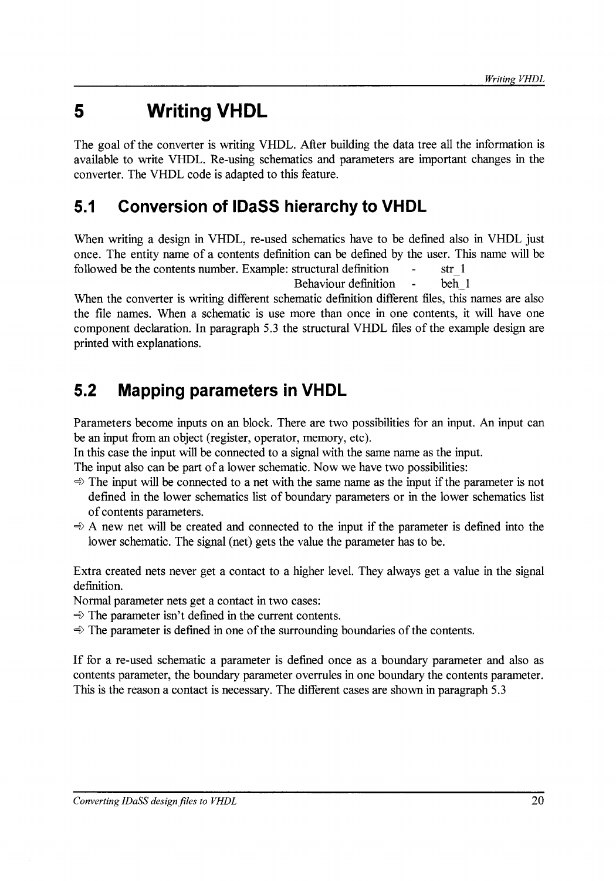# 5 Writing VHDL

The goal of the converter is writing VHDL. After building the data tree all the information is available to write VHDL. Re-using schematics and parameters are important changes in the converter. The VHDL code is adapted to this feature.

## 5.1 Conversion of IDaSS hierarchy to VHDL

When writing a design in VHDL, re-used schematics have to be defined also in VHDL just once. The entity name of a contents definition can be defined by the user. This name will be followed be the contents number. Example: structural definition - str_1

Behaviour definition - beh_1

When the converter is writing different schematic definition different files, this names are also the file names. When a schematic is use more than once in one contents, it will have one component declaration. In paragraph 5.3 the structural VHDL files of the example design are printed with explanations.

## 5.2 Mapping parameters in VHDL

Parameters become inputs on an block. There are two possibilities for an input. An input can be an input from an object (register, operator, memory, etc).

In this case the input will be connected to a signal with the same name as the input.

The input also can be part of a lower schematic. Now we have two possibilities:

- ⇨ The input will be connected to a net with the same name as the input if the parameter is not defined in the lower schematics list of boundary parameters or in the lower schematics list of contents parameters.
- ⇨ A new net will be created and connected to the input if the parameter is defined into the lower schematic. The signal (net) gets the value the parameter has to be.

Extra created nets never get a contact to a higher level. They always get a value in the signal definition.

Normal parameter nets get a contact in two cases:

- ⇨ The parameter isn't defined in the current contents.
- ⇨ The parameter is defined in one of the surrounding boundaries of the contents.

If for a re-used schematic a parameter is defined once as a boundary parameter and also as contents parameter, the boundary parameter overrules in one boundary the contents parameter. This is the reason a contact is necessary. The different cases are shown in paragraph 5.3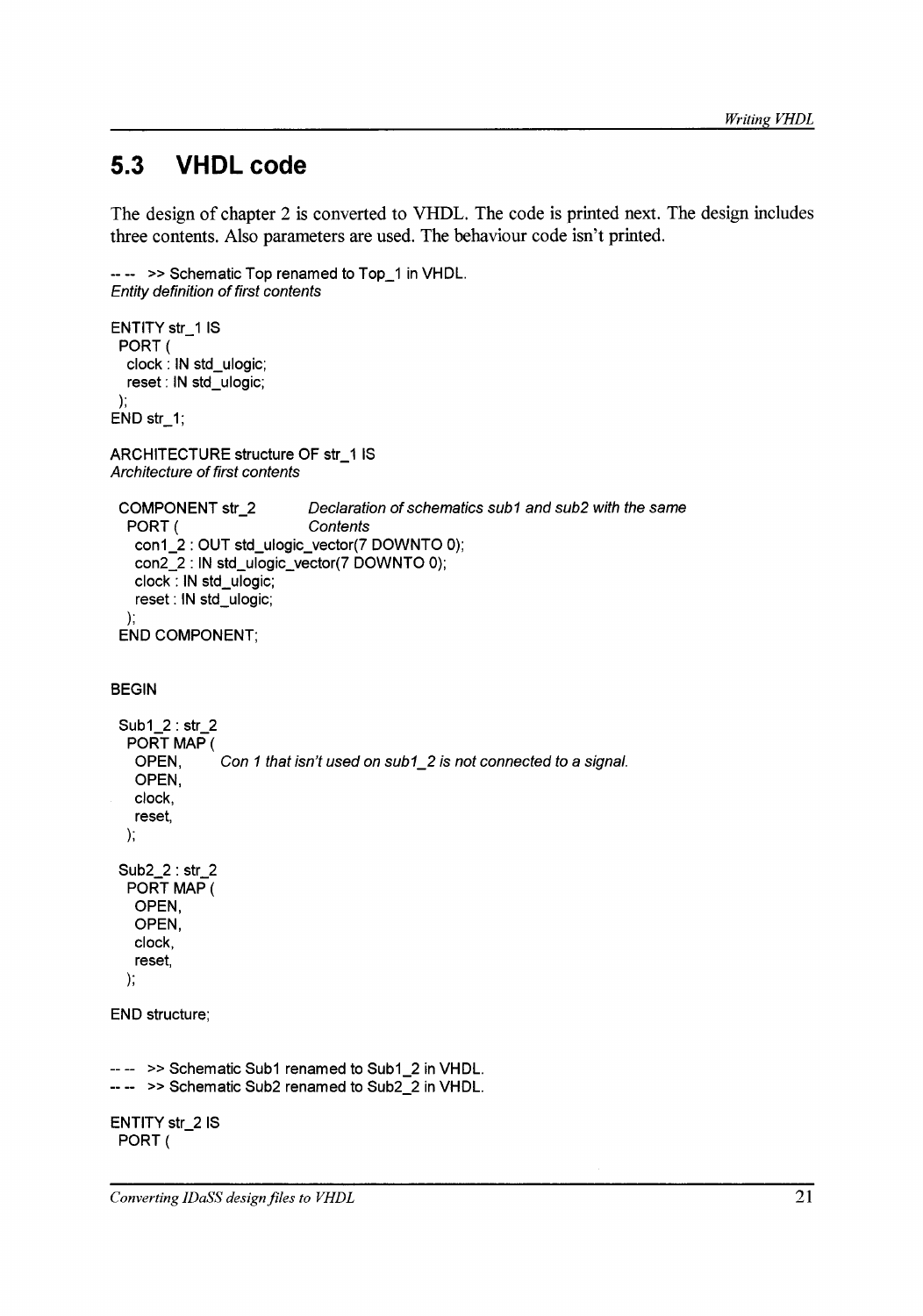## 5.3 VHDL code

The design of chapter 2 is converted to VHDL. The code is printed next. The design includes three contents. Also parameters are used. The behaviour code isn't printed.

```
-- -- >> Schematic Top renamed to Top_1 in VHDL.
Entity definition of first contents

ENTITY str_1 IS
 PORT (
  clock : IN std_ulogic;
  reset : IN std_ulogic;
 );
END str_1;

ARCHITECTURE structure OF str_1 IS
Architecture of first contents

 COMPONENT str_2          Declaration of schematics sub1 and sub2 with the same
  PORT (                  Contents
   con1_2 : OUT std_ulogic_vector(7 DOWNTO 0);
   con2_2 : IN std_ulogic_vector(7 DOWNTO 0);
   clock : IN std_ulogic;
   reset : IN std_ulogic;
  );
 END COMPONENT;


BEGIN

 Sub1_2 : str_2
  PORT MAP (
   OPEN,      Con 1 that isn't used on sub1_2 is not connected to a signal.
   OPEN,
   clock,
   reset,
  );

 Sub2_2 : str_2
  PORT MAP (
   OPEN,
   OPEN,
   clock,
   reset,
  );

END structure;


-- -- >> Schematic Sub1 renamed to Sub1_2 in VHDL.
-- -- >> Schematic Sub2 renamed to Sub2_2 in VHDL.

ENTITY str_2 IS
 PORT (
```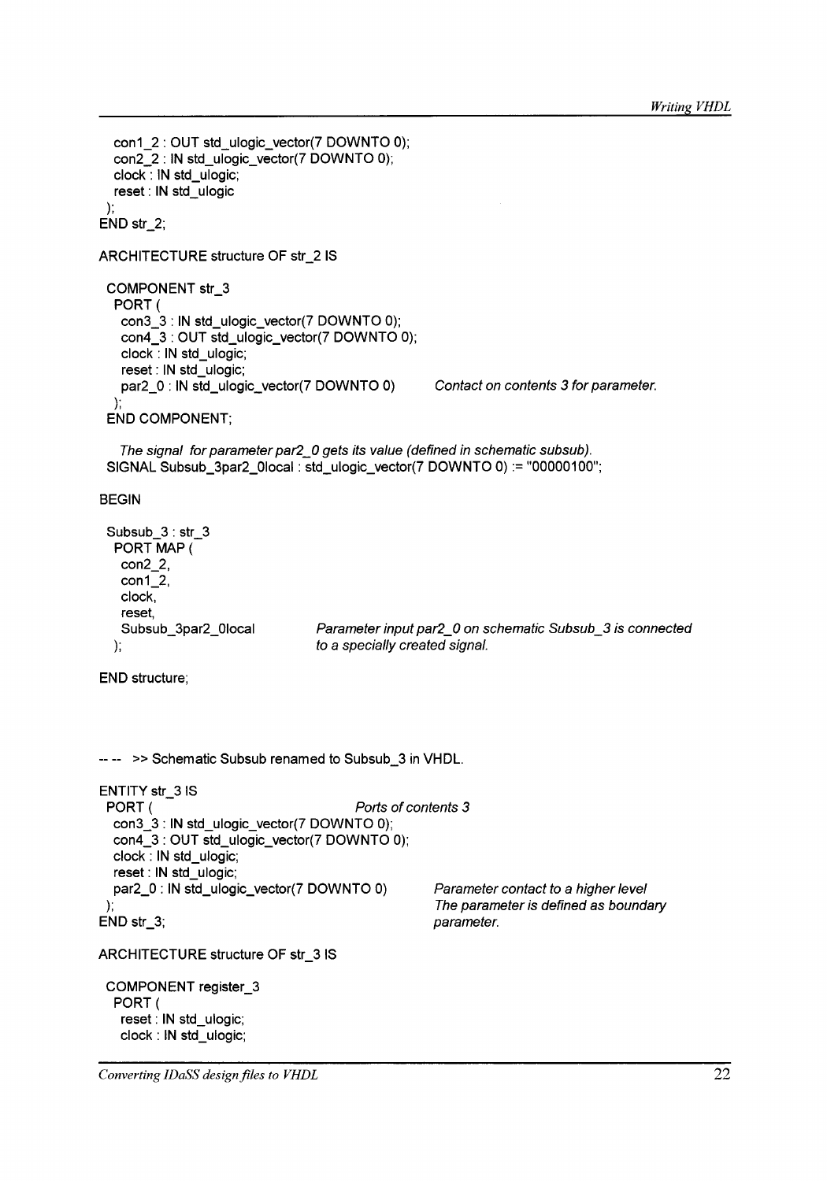```
  con1_2 : OUT std_ulogic_vector(7 DOWNTO 0);
  con2_2 : IN std_ulogic_vector(7 DOWNTO 0);
  clock : IN std_ulogic;
  reset : IN std_ulogic
 );
END str_2;

ARCHITECTURE structure OF str_2 IS

 COMPONENT str_3
  PORT (
   con3_3 : IN std_ulogic_vector(7 DOWNTO 0);
   con4_3 : OUT std_ulogic_vector(7 DOWNTO 0);
   clock : IN std_ulogic;
   reset : IN std_ulogic;
   par2_0 : IN std_ulogic_vector(7 DOWNTO 0)        Contact on contents 3 for parameter.
  );
 END COMPONENT;

   The signal  for parameter par2_0 gets its value (defined in schematic subsub).
 SIGNAL Subsub_3par2_0local : std_ulogic_vector(7 DOWNTO 0) := "00000100";

BEGIN

 Subsub_3 : str_3
  PORT MAP (
   con2_2,
   con1_2,
   clock,
   reset,
   Subsub_3par2_0local          Parameter input par2_0 on schematic Subsub_3 is connected
  );                            to a specially created signal.

END structure;



-- --  >> Schematic Subsub renamed to Subsub_3 in VHDL.

ENTITY str_3 IS
 PORT (                               Ports of contents 3
  con3_3 : IN std_ulogic_vector(7 DOWNTO 0);
  con4_3 : OUT std_ulogic_vector(7 DOWNTO 0);
  clock : IN std_ulogic;
  reset : IN std_ulogic;
  par2_0 : IN std_ulogic_vector(7 DOWNTO 0)        Parameter contact to a higher level
 );                                                The parameter is defined as boundary
END str_3;                                         parameter.

ARCHITECTURE structure OF str_3 IS

 COMPONENT register_3
  PORT (
   reset : IN std_ulogic;
   clock : IN std_ulogic;
```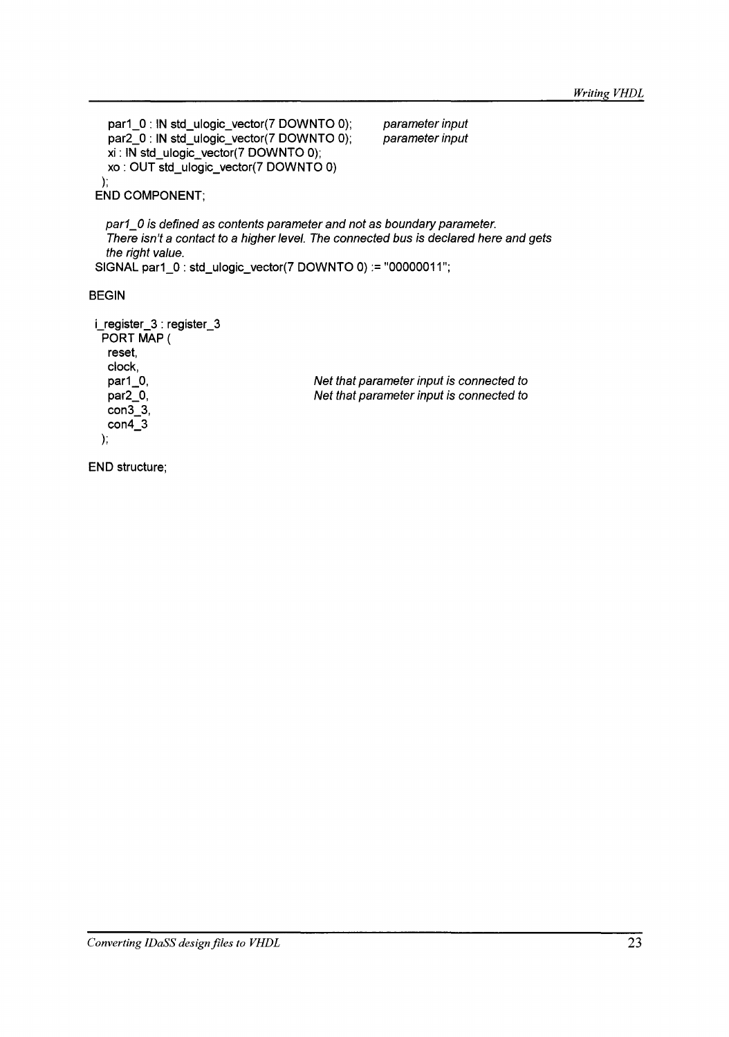```
    par1_0 : IN std_ulogic_vector(7 DOWNTO 0);       parameter input
    par2_0 : IN std_ulogic_vector(7 DOWNTO 0);       parameter input
    xi : IN std_ulogic_vector(7 DOWNTO 0);
    xo : OUT std_ulogic_vector(7 DOWNTO 0)
  );
 END COMPONENT;

   par1_0 is defined as contents parameter and not as boundary parameter.
   There isn't a contact to a higher level. The connected bus is declared here and gets
   the right value.
 SIGNAL par1_0 : std_ulogic_vector(7 DOWNTO 0) := "00000011";

BEGIN

 i_register_3 : register_3
  PORT MAP (
   reset,
   clock,
   par1_0,                            Net that parameter input is connected to
   par2_0,                            Net that parameter input is connected to
   con3_3,
   con4_3
  );

END structure;
```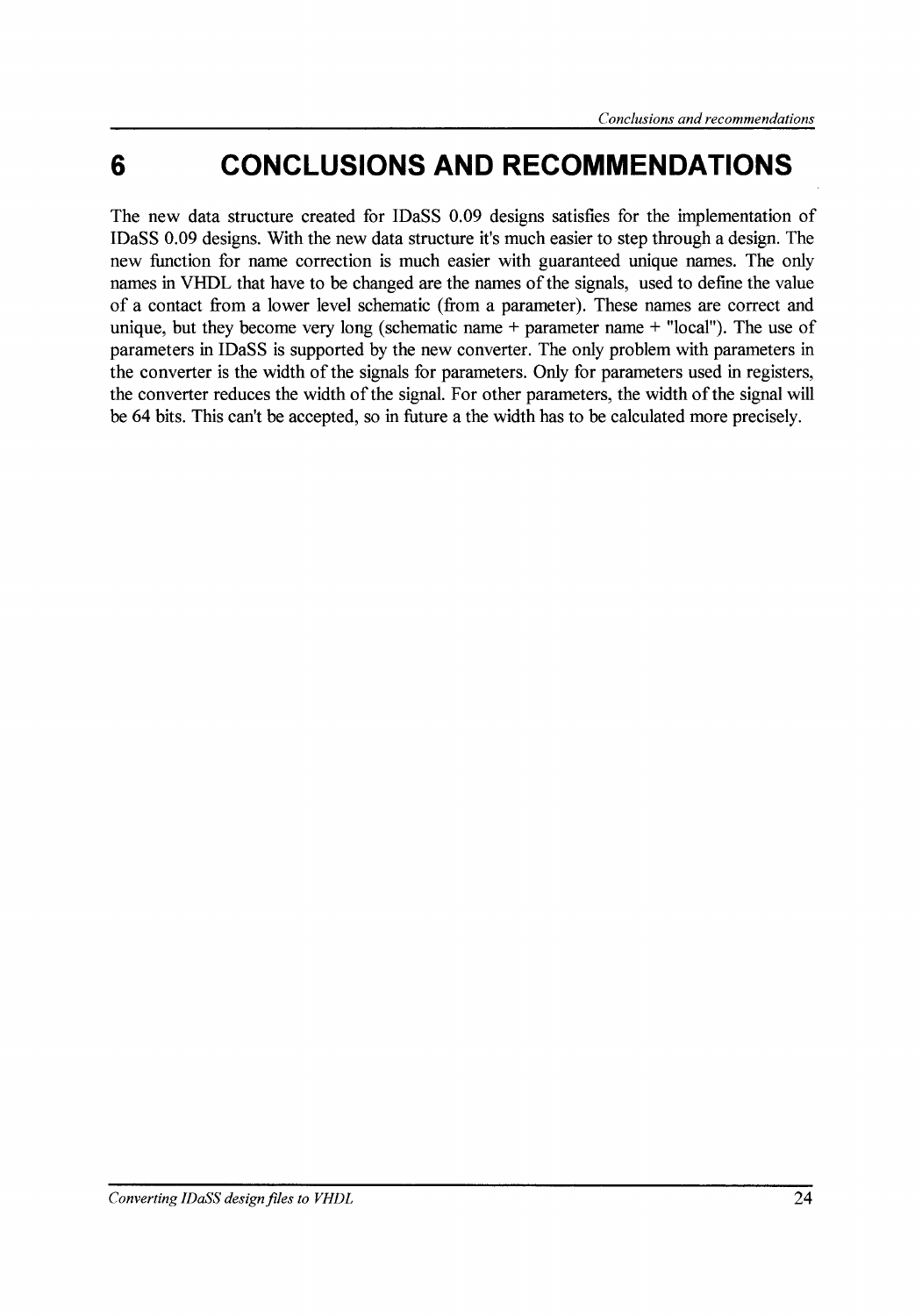# 6 CONCLUSIONS AND RECOMMENDATIONS

The new data structure created for IDaSS 0.09 designs satisfies for the implementation of IDaSS 0.09 designs. With the new data structure it's much easier to step through a design. The new function for name correction is much easier with guaranteed unique names. The only names in VHDL that have to be changed are the names of the signals, used to define the value of a contact from a lower level schematic (from a parameter). These names are correct and unique, but they become very long (schematic name + parameter name + "local"). The use of parameters in IDaSS is supported by the new converter. The only problem with parameters in the converter is the width of the signals for parameters. Only for parameters used in registers, the converter reduces the width of the signal. For other parameters, the width of the signal will be 64 bits. This can't be accepted, so in future a the width has to be calculated more precisely.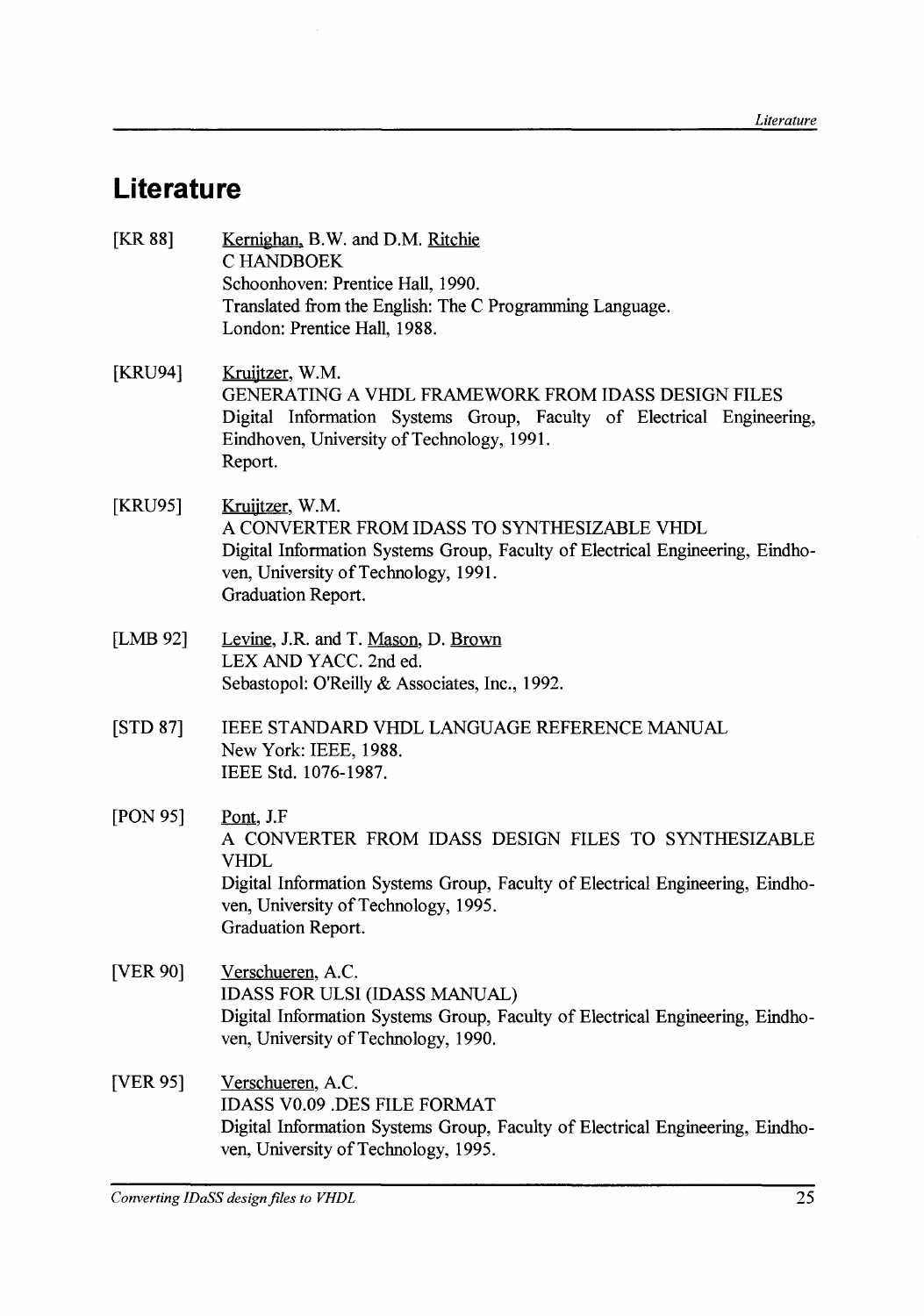# Literature

[KR 88] Kernighan, B.W. and D.M. Ritchie
C HANDBOEK
Schoonhoven: Prentice Hall, 1990.
Translated from the English: The C Programming Language.
London: Prentice Hall, 1988.

[KRU94] Kruijtzer, W.M.
GENERATING A VHDL FRAMEWORK FROM IDASS DESIGN FILES
Digital Information Systems Group, Faculty of Electrical Engineering, Eindhoven, University of Technology, 1991.
Report.

[KRU95] Kruijtzer, W.M.
A CONVERTER FROM IDASS TO SYNTHESIZABLE VHDL
Digital Information Systems Group, Faculty of Electrical Engineering, Eindhoven, University of Technology, 1991.
Graduation Report.

[LMB 92] Levine, J.R. and T. Mason, D. Brown
LEX AND YACC. 2nd ed.
Sebastopol: O'Reilly & Associates, Inc., 1992.

[STD 87] IEEE STANDARD VHDL LANGUAGE REFERENCE MANUAL
New York: IEEE, 1988.
IEEE Std. 1076-1987.

[PON 95] Pont, J.F
A CONVERTER FROM IDASS DESIGN FILES TO SYNTHESIZABLE VHDL
Digital Information Systems Group, Faculty of Electrical Engineering, Eindhoven, University of Technology, 1995.
Graduation Report.

[VER 90] Verschueren, A.C.
IDASS FOR ULSI (IDASS MANUAL)
Digital Information Systems Group, Faculty of Electrical Engineering, Eindhoven, University of Technology, 1990.

[VER 95] Verschueren, A.C.
IDASS V0.09 .DES FILE FORMAT
Digital Information Systems Group, Faculty of Electrical Engineering, Eindhoven, University of Technology, 1995.